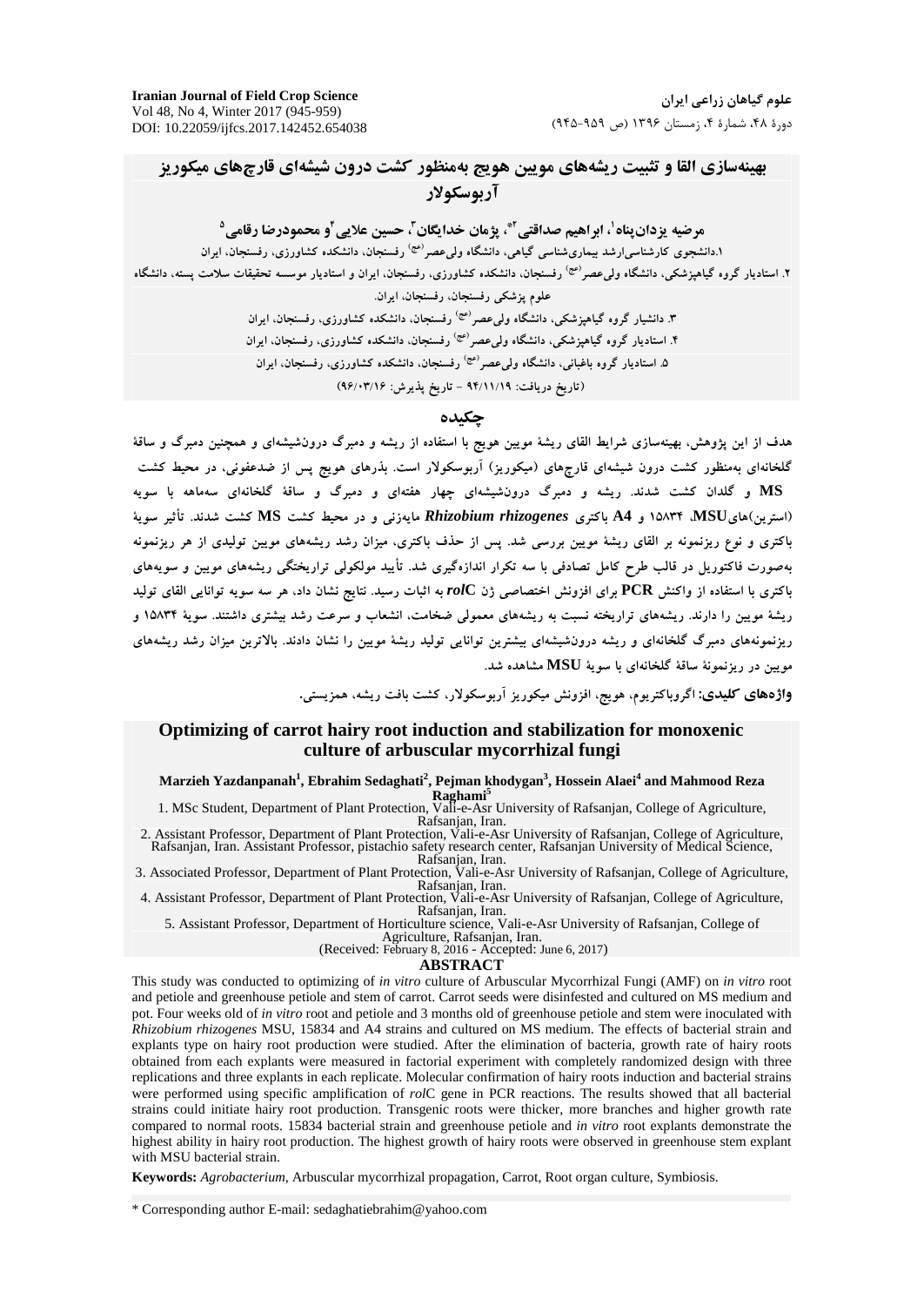# بهینه‌سازی القا و تثبیت ریشه‌های مویین هویج به‌منظور کشت درون شیشه‌ای قارچ‌های میکوریز آربوسکولار

**مرضیه یزدان‌پناه[1]، ابراهیم صداقتی[2*]، پژمان خدایگان[3]، حسین علایی[4] و محمودرضا رقامی[5]**

۱.دانشجوی کارشناسی‌ارشد بیماری‌شناسی گیاهی، دانشگاه ولی‌عصر(عج) رفسنجان، دانشکده کشاورزی، رفسنجان، ایران

۲. استادیار گروه گیاهپزشکی، دانشگاه ولی‌عصر(عج) رفسنجان، دانشکده کشاورزی، رفسنجان، ایران و استادیار موسسه تحقیقات سلامت پسته، دانشگاه علوم پزشکی رفسنجان، رفسنجان، ایران.

۳. دانشیار گروه گیاهپزشکی، دانشگاه ولی‌عصر(عج) رفسنجان، دانشکده کشاورزی، رفسنجان، ایران

۴. استادیار گروه گیاهپزشکی، دانشگاه ولی‌عصر(عج) رفسنجان، دانشکده کشاورزی، رفسنجان، ایران

۵. استادیار گروه باغبانی، دانشگاه ولی‌عصر(عج) رفسنجان، دانشکده کشاورزی، رفسنجان، ایران

(تاریخ دریافت: ۹۴/۱۱/۱۹ - تاریخ پذیرش: ۹۶/۰۳/۱۶)

## چکیده

هدف از این پژوهش، بهینه‌سازی شرایط القای ریشهٔ مویین هویج با استفاده از ریشه و دمبرگ درون‌شیشه‌ای و همچنین دمبرگ و ساقهٔ گلخانه‌ای به‌منظور کشت درون شیشه‌ای قارچ‌های (میکوریز) آربوسکولار است. بذرهای هویج پس از ضدعفونی، در محیط کشت MS و گلدان کشت شدند. ریشه و دمبرگ درون‌شیشه‌ای چهار هفته‌ای و دمبرگ و ساقهٔ گلخانه‌ای سه‌ماهه با سویه (استرین)های MSU، ۱۵۸۳۴ و A4 باکتری *Rhizobium rhizogenes* مایه‌زنی و در محیط کشت MS کشت شدند. تأثیر سویهٔ باکتری و نوع ریزنمونه بر القای ریشهٔ مویین بررسی شد. پس از حذف باکتری، میزان رشد ریشه‌های مویین تولیدی از هر ریزنمونه به‌صورت فاکتوریل در قالب طرح کامل تصادفی با سه تکرار اندازه‌گیری شد. تأیید مولکولی تراریختگی ریشه‌های مویین و سویه‌های باکتری با استفاده از واکنش PCR برای افزونش اختصاصی ژن *rolC* به اثبات رسید. نتایج نشان داد، هر سه سویه توانایی القای تولید ریشهٔ مویین را دارند. ریشه‌های تراریخته نسبت به ریشه‌های معمولی ضخامت، انشعاب و سرعت رشد بیشتری داشتند. سویهٔ ۱۵۸۳۴ و ریزنمونه‌های دمبرگ گلخانه‌ای و ریشه درون‌شیشه‌ای بیشترین توانایی تولید ریشهٔ مویین را نشان دادند. بالاترین میزان رشد ریشه‌های مویین در ریزنمونهٔ ساقهٔ گلخانه‌ای با سویهٔ MSU مشاهده شد.

**واژه‌های کلیدی:** اگروباکتریوم، هویج، افزونش میکوریز آربوسکولار، کشت بافت ریشه، همزیستی.

# Optimizing of carrot hairy root induction and stabilization for monoxenic culture of arbuscular mycorrhizal fungi

**Marzieh Yazdanpanah[1], Ebrahim Sedaghati[2], Pejman khodygan[3], Hossein Alaei[4] and Mahmood Reza Raghami[5]**

1. MSc Student, Department of Plant Protection, Vali-e-Asr University of Rafsanjan, College of Agriculture, Rafsanjan, Iran.

2. Assistant Professor, Department of Plant Protection, Vali-e-Asr University of Rafsanjan, College of Agriculture, Rafsanjan, Iran. Assistant Professor, pistachio safety research center, Rafsanjan University of Medical Science, Rafsanjan, Iran.

3. Associated Professor, Department of Plant Protection, Vali-e-Asr University of Rafsanjan, College of Agriculture, Rafsanjan, Iran.

4. Assistant Professor, Department of Plant Protection, Vali-e-Asr University of Rafsanjan, College of Agriculture, Rafsanjan, Iran.

5. Assistant Professor, Department of Horticulture science, Vali-e-Asr University of Rafsanjan, College of Agriculture, Rafsanjan, Iran.

(Received: February 8, 2016 - Accepted: June 6, 2017)

## ABSTRACT

This study was conducted to optimizing of *in vitro* culture of Arbuscular Mycorrhizal Fungi (AMF) on *in vitro* root and petiole and greenhouse petiole and stem of carrot. Carrot seeds were disinfested and cultured on MS medium and pot. Four weeks old of *in vitro* root and petiole and 3 months old of greenhouse petiole and stem were inoculated with *Rhizobium rhizogenes* MSU, 15834 and A4 strains and cultured on MS medium. The effects of bacterial strain and explants type on hairy root production were studied. After the elimination of bacteria, growth rate of hairy roots obtained from each explants were measured in factorial experiment with completely randomized design with three replications and three explants in each replicate. Molecular confirmation of hairy roots induction and bacterial strains were performed using specific amplification of *rol*C gene in PCR reactions. The results showed that all bacterial strains could initiate hairy root production. Transgenic roots were thicker, more branches and higher growth rate compared to normal roots. 15834 bacterial strain and greenhouse petiole and *in vitro* root explants demonstrate the highest ability in hairy root production. The highest growth of hairy roots were observed in greenhouse stem explant with MSU bacterial strain.

**Keywords:** *Agrobacterium*, Arbuscular mycorrhizal propagation, Carrot, Root organ culture, Symbiosis.

\* Corresponding author E-mail: sedaghatiebrahim@yahoo.com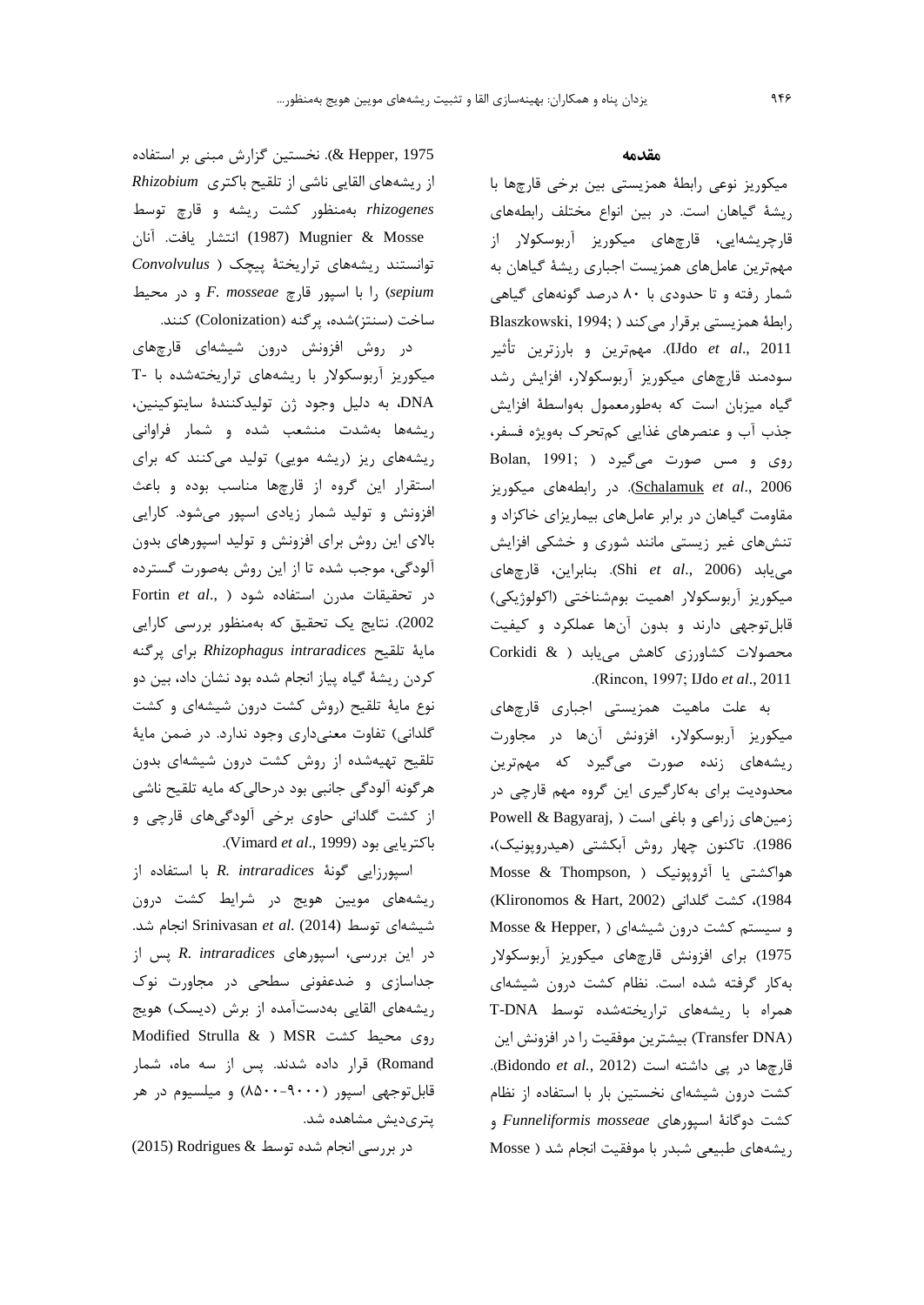## مقدمه

میکوریز نوعی رابطهٔ همزیستی بین برخی قارچ‌ها با ریشهٔ گیاهان است. در بین انواع مختلف رابطه‌های قارچ‌ریشه‌ایی، قارچ‌های میکوریز آربوسکولار از مهم‌ترین عامل‌های همزیست اجباری ریشهٔ گیاهان به شمار رفته و تا حدودی با ۸۰ درصد گونه‌های گیاهی رابطهٔ همزیستی برقرار می‌کند (Blaszkowski, 1994; IJdo *et al*., 2011). مهم‌ترین و بارزترین تأثیر سودمند قارچ‌های میکوریز آربوسکولار، افزایش رشد گیاه میزبان است که به‌طورمعمول به‌واسطهٔ افزایش جذب آب و عنصرهای غذایی کم‌تحرک به‌ویژه فسفر، روی و مس صورت می‌گیرد (Bolan, 1991; Schalamuk *et al*., 2006). در رابطه‌های میکوریز مقاومت گیاهان در برابر عامل‌های بیماریزای خاکزاد و تنش‌های غیر زیستی مانند شوری و خشکی افزایش می‌یابد (Shi *et al*., 2006). بنابراین، قارچ‌های میکوریز آربوسکولار اهمیت بوم‌شناختی (اکولوژیکی) قابل‌توجهی دارند و بدون آن‌ها عملکرد و کیفیت محصولات کشاورزی کاهش می‌یابد (Corkidi & Rincon, 1997; IJdo *et al*., 2011).

به علت ماهیت همزیستی اجباری قارچ‌های میکوریز آربوسکولار، افزونش آن‌ها در مجاورت ریشه‌های زنده صورت می‌گیرد که مهم‌ترین محدودیت برای به‌کارگیری این گروه مهم قارچی در زمین‌های زراعی و باغی است (Powell & Bagyaraj, 1986). تاکنون چهار روش آبکشتی (هیدروپونیک)، هواکشتی یا آئروپونیک (Mosse & Thompson, 1984)، کشت گلدانی (Klironomos & Hart, 2002) و سیستم کشت درون شیشه‌ای (Mosse & Hepper, 1975) برای افزونش قارچ‌های میکوریز آربوسکولار به‌کار گرفته شده است. نظام کشت درون شیشه‌ای همراه با ریشه‌های تراریخته‌شده توسط T-DNA (Transfer DNA) بیشترین موفقیت را در افزونش این قارچ‌ها در پی داشته است (Bidondo *et al*., 2012). کشت درون شیشه‌ای نخستین بار با استفاده از نظام کشت دوگانهٔ اسپورهای *Funneliformis mosseae* و ریشه‌های طبیعی شبدر با موفقیت انجام شد (Mosse & Hepper, 1975). نخستین گزارش مبنی بر استفاده از ریشه‌های القایی ناشی از تلقیح باکتری *Rhizobium rhizogenes* به‌منظور کشت ریشه و قارچ توسط Mugnier & Mosse (1987) انتشار یافت. آنان توانستند ریشه‌های تراریختهٔ پیچک (*Convolvulus sepium*) را با اسپور قارچ *F. mosseae* و در محیط ساخت (سنتز)شده، پرگنه (Colonization) کنند.

در روش افزونش درون شیشه‌ای قارچ‌های میکوریز آربوسکولار با ریشه‌های تراریخته‌شده با T-DNA، به دلیل وجود ژن تولیدکنندهٔ سایتوکینین، ریشه‌ها به‌شدت منشعب شده و شمار فراوانی ریشه‌های ریز (ریشه مویی) تولید می‌کنند که برای استقرار این گروه از قارچ‌ها مناسب بوده و باعث افزونش و تولید شمار زیادی اسپور می‌شود. کارایی بالای این روش برای افزونش و تولید اسپورهای بدون آلودگی، موجب شده تا از این روش به‌صورت گسترده در تحقیقات مدرن استفاده شود (Fortin *et al*., 2002). نتایج یک تحقیق که به‌منظور بررسی کارایی مایهٔ تلقیح *Rhizophagus intraradices* برای پرگنه کردن ریشهٔ گیاه پیاز انجام شده بود نشان داد، بین دو نوع مایهٔ تلقیح (روش کشت درون شیشه‌ای و کشت گلدانی) تفاوت معنی‌داری وجود ندارد. در ضمن مایهٔ تلقیح تهیه‌شده از روش کشت درون شیشه‌ای بدون هرگونه آلودگی جانبی بود درحالی‌که مایه تلقیح ناشی از کشت گلدانی حاوی برخی آلودگی‌های قارچی و باکتریایی بود (Vimard *et al*., 1999).

اسپورزایی گونهٔ *R. intraradices* با استفاده از ریشه‌های مویین هویج در شرایط کشت درون شیشه‌ای توسط Srinivasan *et al*. (2014) انجام شد. در این بررسی، اسپورهای *R. intraradices* پس از جداسازی و ضدعفونی سطحی در مجاورت نوک ریشه‌های القایی به‌دست‌آمده از برش (دیسک) هویج روی محیط کشت MSR (Modified Strulla & Romand) قرار داده شدند. پس از سه ماه، شمار قابل‌توجهی اسپور (۹۰۰۰-۸۵۰۰) و میلسیوم در هر پتری‌دیش مشاهده شد.

در بررسی انجام شده توسط Rodrigues & (2015)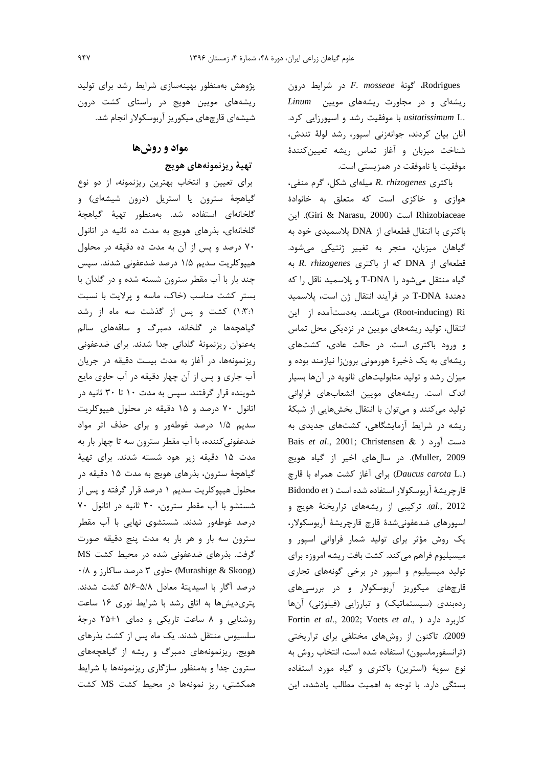Rodrigues، گونهٔ *F. mosseae* در شرایط درون ریشه‌ای و در مجاورت ریشه‌های موبین *Linum usitatissimum* L. با موفقیت رشد و اسپورزایی کرد. آنان بیان کردند، جوانه‌زنی اسپور، رشد لولهٔ تندش، شناخت میزبان و آغاز تماس ریشه تعیین‌کنندهٔ موفقیت یا ناموفقت در همزیستی است.

باکتری *R. rhizogenes* میله‌ای شکل، گرم منفی، هوازی و خاکزی است که متعلق به خانوادهٔ Rhizobiaceae است (Giri & Narasu, 2000). این باکتری با انتقال قطعه‌ای از DNA پلاسمیدی خود به گیاهان میزبان، منجر به تغییر ژنتیکی می‌شود. قطعه‌ای از DNA که از باکتری *R. rhizogenes* به گیاه منتقل می‌شود را T-DNA و پلاسمید ناقل را که دهندهٔ T-DNA در فرآیند انتقال ژن است، پلاسمید Ri (Root-inducing) می‌نامند. به‌دست‌آمده از این انتقال، تولید ریشه‌های موبین در نزدیکی محل تماس و ورود باکتری است. در حالت عادی، کشت‌های ریشه‌ای به یک ذخیرهٔ هورمونی برون‌زا نیازمند بوده و میزان رشد و تولید متابولیت‌های ثانویه در آن‌ها بسیار اندک است. ریشه‌های موبین انشعاب‌های فراوانی تولید می‌کنند و می‌توان با انتقال بخش‌هایی از شبکهٔ ریشه در شرایط آزمایشگاهی، کشت‌های جدیدی به دست آورد (Bais *et al*., 2001; Christensen & Muller, 2009). در سال‌های اخیر از گیاه هویج (*Daucus carota* L.) برای آغاز کشت همراه با قارچ قارچریشهٔ آربوسکولار استفاده شده است (Bidondo *et al*., 2012). ترکیبی از ریشه‌های تراریختهٔ هویج و اسپورهای ضدعفونی‌شدهٔ قارچ قارچریشهٔ آربوسکولار، یک روش مؤثر برای تولید شمار فراوانی اسپور و میسیلیوم فراهم می‌کند. کشت بافت ریشه امروزه برای تولید میسیلیوم و اسپور در برخی گونه‌های تجاری قارچ‌های میکوریز آربوسکولار و در بررسی‌های رده‌بندی (سیستماتیک) و تبارزایی (فیلوژنی) آن‌ها کاربرد دارد (Fortin *et al*., 2002; Voets *et al*., 2009). تاکنون از روش‌های مختلفی برای تراریختی (ترانسفورماسیون) استفاده شده است، انتخاب روش به نوع سویهٔ (استرین) باکتری و گیاه مورد استفاده بستگی دارد. با توجه به اهمیت مطالب یادشده، این پژوهش به‌منظور بهینه‌سازی شرایط رشد برای تولید ریشه‌های موبین هویج در راستای کشت درون شیشه‌ای قارچ‌های میکوریز آربوسکولار انجام شد.

## مواد و روش‌ها

### تهیهٔ ریزنمونه‌های هویج

برای تعیین و انتخاب بهترین ریزنمونه، از دو نوع گیاهچهٔ سترون یا استریل (درون شیشه‌ای) و گلخانه‌ای استفاده شد. به‌منظور تهیهٔ گیاهچهٔ گلخانه‌ای، بذرهای هویج به مدت ده ثانیه در اتانول ۷۰ درصد و پس از آن به مدت ده دقیقه در محلول هیپوکلریت سدیم ۱/۵ درصد ضدعفونی شدند. سپس چند بار با آب مقطر سترون شسته شده و در گلدان با بستر کشت مناسب (خاک، ماسه و پرلایت با نسبت ۱:۳:۱) کشت و پس از گذشت سه ماه از رشد گیاهچه‌ها در گلخانه، دمبرگ و ساقه‌های سالم به‌عنوان ریزنمونهٔ گلدانی جدا شدند. برای ضدعفونی ریزنمونه‌ها، در آغاز به مدت بیست دقیقه در جریان آب جاری و پس از آن چهار دقیقه در آب حاوی مایع شوینده قرار گرفتند. سپس به مدت ۱۰ تا ۳۰ ثانیه در اتانول ۷۰ درصد و ۱۵ دقیقه در محلول هیپوکلریت سدیم ۱/۵ درصد غوطه‌ور و برای حذف اثر مواد ضدعفونی‌کننده، با آب مقطر سترون سه تا چهار بار به مدت ۱۵ دقیقه زیر هود شسته شدند. برای تهیهٔ گیاهچهٔ سترون، بذرهای هویج به مدت ۱۵ دقیقه در محلول هیپوکلریت سدیم ۱ درصد قرار گرفته و پس از شستشو با آب مقطر سترون، ۳۰ ثانیه در اتانول ۷۰ درصد غوطه‌ور شدند. شستشوی نهایی با آب مقطر سترون سه بار و هر بار به مدت پنج دقیقه صورت گرفت. بذرهای ضدعفونی شده در محیط کشت MS (Murashige & Skoog) حاوی ۳ درصد ساکارز و ۰/۸ درصد آگار با اسیدیتهٔ معادل ۵/۸-۵/۶ کشت شدند. پتری‌دیش‌ها به اتاق رشد با شرایط نوری ۱۶ ساعت روشنایی و ۸ ساعت تاریکی و دمای ۱±۲۵ درجهٔ سلسیوس منتقل شدند. یک ماه پس از کشت بذرهای هویج، ریزنمونه‌های دمبرگ و ریشه از گیاهچه‌های سترون جدا و به‌منظور سازگاری ریزنمونه‌ها با شرایط همکشتی، ریز نمونه‌ها در محیط کشت MS کشت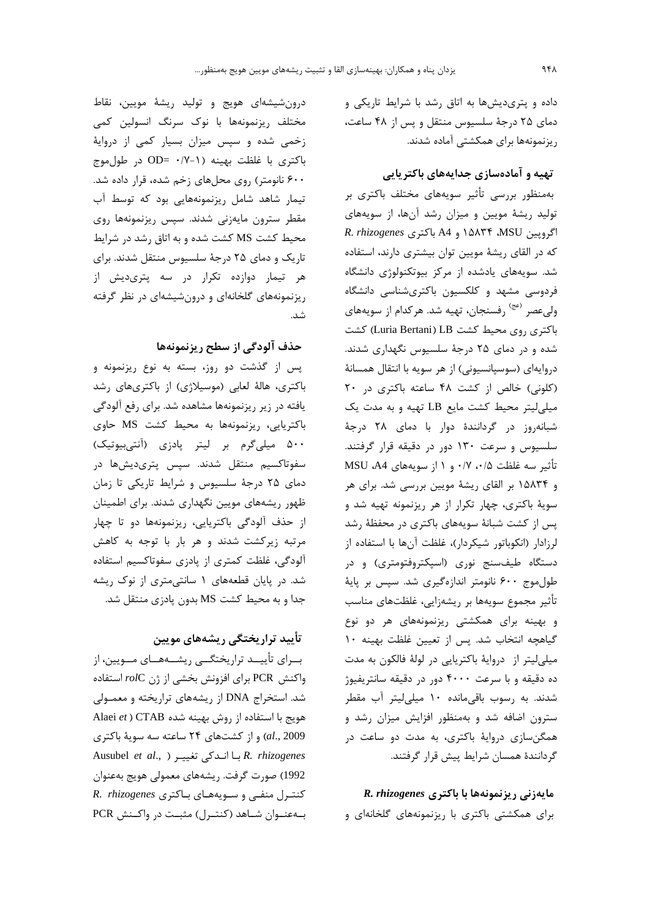داده و پتری‌دیش‌ها به اتاق رشد با شرایط تاریکی و دمای ۲۵ درجهٔ سلسیوس منتقل و پس از ۴۸ ساعت، ریزنمونه‌ها برای همکشتی آماده شدند.

## تهیه و آماده‌سازی جدایه‌های باکتریایی

به‌منظور بررسی تأثیر سویه‌های مختلف باکتری بر تولید ریشهٔ مویین و میزان رشد آن‌ها، از سویه‌های اگروپین MSU، ۱۵۸۳۴ و A4 باکتری *R. rhizogenes* که در القای ریشهٔ مویین توان بیشتری دارند، استفاده شد. سویه‌های یادشده از مرکز بیوتکنولوژی دانشگاه فردوسی مشهد و کلکسیون باکتری‌شناسی دانشگاه ولی‌عصر (عج) رفسنجان، تهیه شد. هرکدام از سویه‌های باکتری روی محیط کشت LB (Luria Bertani) کشت شده و در دمای ۲۵ درجهٔ سلسیوس نگهداری شدند. دروایه‌ای (سوسپانسیونی) از هر سویه با انتقال همسانهٔ (کلونی) خالص از کشت ۴۸ ساعته باکتری در ۲۰ میلی‌لیتر محیط کشت مایع LB تهیه و به مدت یک شبانه‌روز در گردانندهٔ دوار با دمای ۲۸ درجهٔ سلسیوس و سرعت ۱۳۰ دور در دقیقه قرار گرفتند. تأثیر سه غلظت ۰/۵، ۰/۷ و ۱ از سویه‌های A4، MSU و ۱۵۸۳۴ بر القای ریشهٔ مویین بررسی شد. برای هر سویهٔ باکتری، چهار تکرار از هر ریزنمونه تهیه شد و پس از کشت شبانهٔ سویه‌های باکتری در محفظهٔ رشد لرزادار (انکوباتور شیکردار)، غلظت آن‌ها با استفاده از دستگاه طیف‌سنج نوری (اسپکتروفتومتری) و در طول‌موج ۶۰۰ نانومتر اندازه‌گیری شد. سپس بر پایهٔ تأثیر مجموع سویه‌ها بر ریشه‌زایی، غلظت‌های مناسب و بهینه برای همکشتی ریزنمونه‌های هر دو نوع گیاهچه انتخاب شد. پس از تعیین غلظت بهینه ۱۰ میلی‌لیتر از دروایهٔ باکتریایی در لولهٔ فالکون به مدت ده دقیقه و با سرعت ۴۰۰۰ دور در دقیقه سانتریفیوژ شدند. به رسوب باقی‌مانده ۱۰ میلی‌لیتر آب مقطر سترون اضافه شد و به‌منظور افزایش میزان رشد و همگن‌سازی دروایهٔ باکتریایی، به مدت دو ساعت در گردانندهٔ همسان شرایط پیش قرار گرفتند.

## مایه‌زنی ریزنمونه‌ها با باکتری *R. rhizogenes*

برای همکشتی باکتری با ریزنمونه‌های گلخانه‌ای و درون‌شیشه‌ای هویج و تولید ریشهٔ مویین، نقاط مختلف ریزنمونه‌ها با نوک سرنگ انسولین کمی زخمی شده و سپس میزان بسیار کمی از دروایهٔ باکتری با غلظت بهینه (۱-۰/۷ =OD در طول‌موج ۶۰۰ نانومتر) روی محل‌های زخم شده، قرار داده شد. تیمار شاهد شامل ریزنمونه‌هایی بود که توسط آب مقطر سترون مایه‌زنی شدند. سپس ریزنمونه‌ها روی محیط کشت MS کشت شده و به اتاق رشد در شرایط تاریک و دمای ۲۵ درجهٔ سلسیوس منتقل شدند. برای هر تیمار دوازده تکرار در سه پتری‌دیش از ریزنمونه‌های گلخانه‌ای و درون‌شیشه‌ای در نظر گرفته شد.

## حذف آلودگی از سطح ریزنمونه‌ها

پس از گذشت دو روز، بسته به نوع ریزنمونه و باکتری، هالهٔ لعابی (موسیلاژی) از باکتری‌های رشد یافته در زیر ریزنمونه‌ها مشاهده شد. برای رفع آلودگی باکتریایی، ریزنمونه‌ها به محیط کشت MS حاوی ۵۰۰ میلی‌گرم بر لیتر پادزی (آنتی‌بیوتیک) سفوتاکسیم منتقل شدند. سپس پتری‌دیش‌ها در دمای ۲۵ درجهٔ سلسیوس و شرایط تاریکی تا زمان ظهور ریشه‌های مویین نگهداری شدند. برای اطمینان از حذف آلودگی باکتریایی، ریزنمونه‌ها دو تا چهار مرتبه زیرکشت شدند و هر بار با توجه به کاهش آلودگی، غلظت کمتری از پادزی سفوتاکسیم استفاده شد. در پایان قطعه‌های ۱ سانتی‌متری از نوک ریشه جدا و به محیط کشت MS بدون پادزی منتقل شد.

## تأیید تراریختگی ریشه‌های مویین

برای تأیید تراریختگی ریشه‌های مویین، از واکنش PCR برای افزونش بخشی از ژن *rol*C استفاده شد. استخراج DNA از ریشه‌های تراریخته و معمولی هویج با استفاده از روش بهینه شده CTAB (Alaei *et al*., 2009) و از کشت‌های ۲۴ ساعته سه سویهٔ باکتری *R. rhizogenes* با اندکی تغییر (Ausubel *et al*., 1992) صورت گرفت. ریشه‌های معمولی هویج به‌عنوان کنترل منفی و سویه‌های باکتری *R. rhizogenes* به‌عنوان شاهد (کنترل) مثبت در واکنش PCR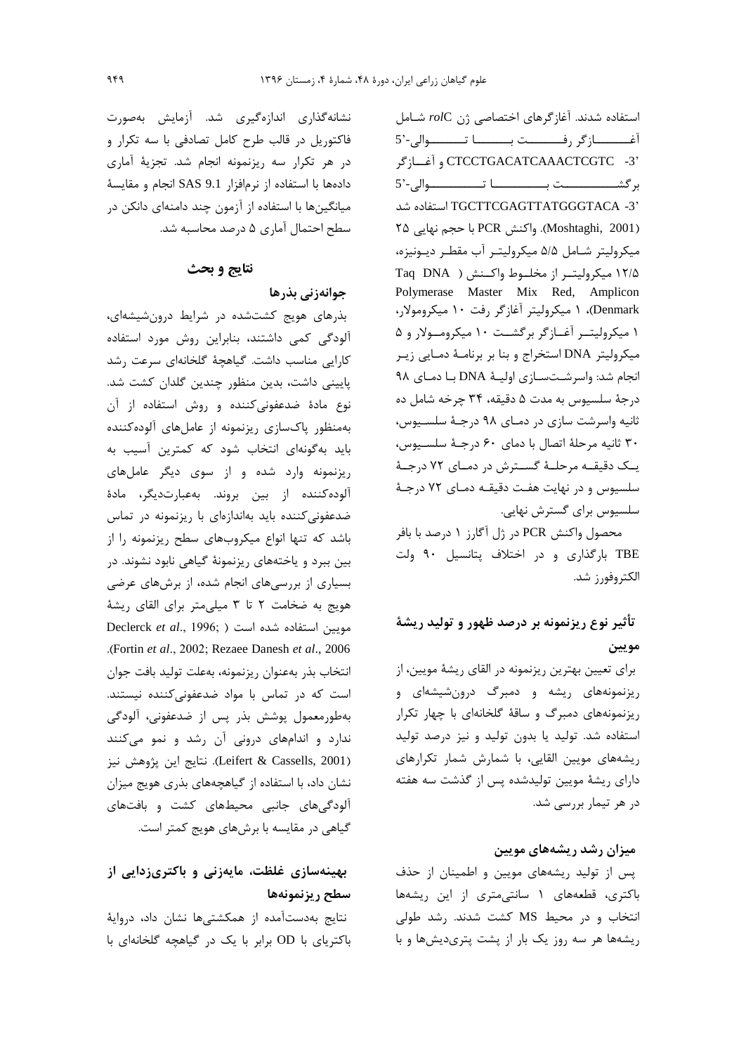استفاده شدند. آغازگرهای اختصاصی ژن *rol*C شامل آغازگر رفت با توالی-'5 CTCCTGACATCAAACTCGTC -'3 و آغازگر برگشت با توالی-'5 TGCTTCGAGTTATGGGTACA -'3 استفاده شد (Moshtaghi, 2001). واکنش PCR با حجم نهایی ۲۵ میکرولیتر شامل ۵/۵ میکرولیتر آب مقطر دیونیزه، ۱۲/۵ میکرولیتر از مخلوط واکنش (Taq DNA Polymerase Master Mix Red, Amplicon Denmark)، ۱ میکرولیتر آغازگر رفت ۱۰ میکرومولار، ۱ میکرولیتر آغازگر برگشت ۱۰ میکرومولار و ۵ میکرولیتر DNA استخراج و بنا بر برنامهٔ دمایی زیر انجام شد: واسرشت‌سازی اولیهٔ DNA با دمای ۹۸ درجهٔ سلسیوس به مدت ۵ دقیقه، ۳۴ چرخه شامل ده ثانیه واسرشت سازی در دمای ۹۸ درجهٔ سلسیوس، ۳۰ ثانیه مرحلهٔ اتصال با دمای ۶۰ درجهٔ سلسیوس، یک دقیقه مرحلهٔ گسترش در دمای ۷۲ درجهٔ سلسیوس و در نهایت هفت دقیقه دمای ۷۲ درجهٔ سلسیوس برای گسترش نهایی.

محصول واکنش PCR در ژل آگارز ۱ درصد با بافر TBE بارگذاری و در اختلاف پتانسیل ۹۰ ولت الکتروفورز شد.

### تأثیر نوع ریزنمونه بر درصد ظهور و تولید ریشهٔ مویین

برای تعیین بهترین ریزنمونه در القای ریشهٔ مویین، از ریزنمونه‌های ریشه و دمبرگ درون‌شیشه‌ای و ریزنمونه‌های دمبرگ و ساقهٔ گلخانه‌ای با چهار تکرار استفاده شد. تولید یا بدون تولید و نیز درصد تولید ریشه‌های مویین القایی، با شمارش شمار تکرارهای دارای ریشهٔ مویین تولیدشده پس از گذشت سه هفته در هر تیمار بررسی شد.

### میزان رشد ریشه‌های مویین

پس از تولید ریشه‌های مویین و اطمینان از حذف باکتری، قطعه‌های ۱ سانتی‌متری از این ریشه‌ها انتخاب و در محیط MS کشت شدند. رشد طولی ریشه‌ها هر سه روز یک بار از پشت پتری‌دیش‌ها و با نشانه‌گذاری اندازه‌گیری شد. آزمایش به‌صورت فاکتوریل در قالب طرح کامل تصادفی با سه تکرار و در هر تکرار سه ریزنمونه انجام شد. تجزیهٔ آماری داده‌ها با استفاده از نرم‌افزار SAS 9.1 انجام و مقایسهٔ میانگین‌ها با استفاده از آزمون چند دامنه‌ای دانکن در سطح احتمال آماری ۵ درصد محاسبه شد.

## نتایج و بحث

### جوانه‌زنی بذرها

بذرهای هویج کشت‌شده در شرایط درون‌شیشه‌ای، آلودگی کمی داشتند، بنابراین روش مورد استفاده کارایی مناسب داشت. گیاهچهٔ گلخانه‌ای سرعت رشد پایینی داشت، بدین منظور چندین گلدان کشت شد. نوع مادهٔ ضدعفونی‌کننده و روش استفاده از آن به‌منظور پاک‌سازی ریزنمونه از عامل‌های آلوده‌کننده باید به‌گونه‌ای انتخاب شود که کمترین آسیب به ریزنمونه وارد شده و از سوی دیگر عامل‌های آلوده‌کننده از بین بروند. به‌عبارت‌دیگر، مادهٔ ضدعفونی‌کننده باید به‌اندازه‌ای با ریزنمونه در تماس باشد که تنها انواع میکروب‌های سطح ریزنمونه را از بین ببرد و یاخته‌های ریزنمونهٔ گیاهی نابود نشوند. در بسیاری از بررسی‌های انجام شده، از برش‌های عرضی هویج به ضخامت ۲ تا ۳ میلی‌متر برای القای ریشهٔ مویین استفاده شده است (Declerck *et al*., 1996; Fortin *et al*., 2002; Rezaee Danesh *et al*., 2006). انتخاب بذر به‌عنوان ریزنمونه، به‌علت تولید بافت جوان است که در تماس با مواد ضدعفونی‌کننده نیستند. به‌طورمعمول پوشش بذر پس از ضدعفونی، آلودگی ندارد و اندام‌های درونی آن رشد و نمو می‌کنند (Leifert & Cassells, 2001). نتایج این پژوهش نیز نشان داد، با استفاده از گیاهچه‌های بذری هویج میزان آلودگی‌های جانبی محیط‌های کشت و بافت‌های گیاهی در مقایسه با برش‌های هویج کمتر است.

### بهینه‌سازی غلظت، مایه‌زنی و باکتری‌زدایی از سطح ریزنمونه‌ها

نتایج به‌دست‌آمده از همکشتی‌ها نشان داد، درواژهٔ باکتریایی با OD برابر با یک در گیاهچه گلخانه‌ای با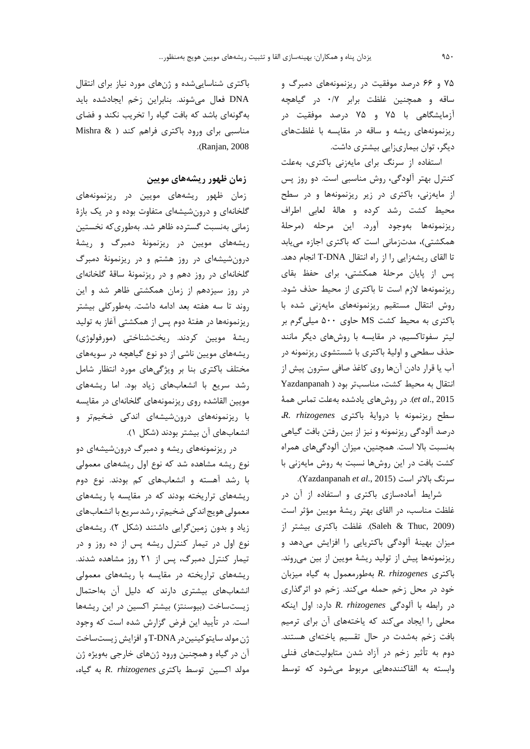۷۵ و ۶۶ درصد موفقیت در ریزنمونه‌های دمبرگ و ساقه و همچنین غلظت برابر ۰/۷ در گیاهچه آزمایشگاهی با ۷۵ و ۷۵ درصد موفقیت در ریزنمونه‌های ریشه و ساقه در مقایسه با غلظت‌های دیگر، توان بیماری‌زایی بیشتری داشت.

استفاده از سرنگ برای مایه‌زنی باکتری، به‌علت کنترل بهتر آلودگی، روش مناسبی است. دو روز پس از مایه‌زنی، باکتری در زیر ریزنمونه‌ها و در سطح محیط کشت رشد کرده و هالهٔ لعابی اطراف ریزنمونه‌ها به‌وجود آورد. این مرحله (مرحلهٔ همکشتی)، مدت‌زمانی است که باکتری اجازه می‌یابد تا القای ریشه‌زایی را از راه انتقال T-DNA انجام دهد. پس از پایان مرحلهٔ همکشتی، برای حفظ بقای ریزنمونه‌ها لازم است تا باکتری از محیط حذف شود. روش انتقال مستقیم ریزنمونه‌های مایه‌زنی شده با باکتری به محیط کشت MS حاوی ۵۰۰ میلی‌گرم بر لیتر سفوتاکسیم، در مقایسه با روش‌های دیگر مانند حذف سطحی و اولیهٔ باکتری با شستشوی ریزنمونه در آب یا قرار دادن آن‌ها روی کاغذ صافی سترون پیش از انتقال به محیط کشت، مناسب‌تر بود (Yazdanpanah *et al*., 2015). در روش‌های یادشده به‌علت تماس همهٔ سطح ریزنمونه با دروایهٔ باکتری *R. rhizogenes*، درصد آلودگی ریزنمونه و نیز از بین رفتن بافت گیاهی به‌نسبت بالا است. همچنین، میزان آلودگی‌های همراه کشت بافت در این روش‌ها نسبت به روش مایه‌زنی با سرنگ بالاتر است (Yazdanpanah *et al*., 2015).

شرایط آماده‌سازی باکتری و استفاده از آن در غلظت مناسب، در القای بهتر ریشهٔ مویین مؤثر است (Saleh & Thuc, 2009). غلظت باکتری بیشتر از میزان بهینهٔ آلودگی باکتریایی را افزایش می‌دهد و ریزنمونه‌ها پیش از تولید ریشهٔ مویین از بین می‌روند. باکتری *R. rhizogenes* به‌طورمعمول به گیاه میزبان خود در محل زخم حمله می‌کند. زخم دو اثرگذاری در رابطه با آلودگی *R. rhizogenes* دارد: اول اینکه محلی را ایجاد می‌کند که یاخته‌های آن برای ترمیم بافت زخم به‌شدت در حال تقسیم یاخته‌ای هستند. دوم به تأثیر زخم در آزاد شدن متابولیت‌های فنلی وابسته به القاکننده‌هایی مربوط می‌شود که توسط باکتری شناسایی‌شده و ژن‌های مورد نیاز برای انتقال DNA فعال می‌شوند. بنابراین زخم ایجادشده باید به‌گونه‌ای باشد که بافت گیاه را تخریب نکند و فضای مناسبی برای ورود باکتری فراهم کند (Mishra & Ranjan, 2008).

## زمان ظهور ریشه‌های مویین

زمان ظهور ریشه‌های مویین در ریزنمونه‌های گلخانه‌ای و درون‌شیشه‌ای متفاوت بوده و در یک بازهٔ زمانی به‌نسبت گسترده ظاهر شد. به‌طوری‌که نخستین ریشه‌های مویین در ریزنمونهٔ دمبرگ و ریشهٔ درون‌شیشه‌ای در روز هشتم و در ریزنمونهٔ دمبرگ گلخانه‌ای در روز دهم و در ریزنمونهٔ ساقهٔ گلخانه‌ای در روز سیزدهم از زمان همکشتی ظاهر شد و این روند تا سه هفته بعد ادامه داشت. به‌طورکلی بیشتر ریزنمونه‌ها در هفتهٔ دوم پس از همکشتی آغاز به تولید ریشهٔ مویین کردند. ریخت‌شناختی (مورفولوژی) ریشه‌های مویین ناشی از دو نوع گیاهچه در سویه‌های مختلف باکتری بنا بر ویژگی‌های مورد انتظار شامل رشد سریع با انشعاب‌های زیاد بود. اما ریشه‌های مویین القاشده روی ریزنمونه‌های گلخانه‌ای در مقایسه با ریزنمونه‌های درون‌شیشه‌ای اندکی ضخیم‌تر و انشعاب‌های آن بیشتر بودند (شکل ۱).

در ریزنمونه‌های ریشه و دمبرگ درون‌شیشه‌ای دو نوع ریشه مشاهده شد که نوع اول ریشه‌های معمولی با رشد آهسته و انشعاب‌های کم بودند. نوع دوم ریشه‌های تراریخته بودند که در مقایسه با ریشه‌های معمولی هویج اندکی ضخیم‌تر، رشد سریع با انشعاب‌های زیاد و بدون زمین‌گرایی داشتند (شکل ۲). ریشه‌های نوع اول در تیمار کنترل ریشه پس از ده روز و در تیمار کنترل دمبرگ، پس از ۲۱ روز مشاهده شدند. ریشه‌های تراریخته در مقایسه با ریشه‌های معمولی انشعاب‌های بیشتری دارند که دلیل آن به‌احتمال زیست‌ساخت (بیوسنتز) بیشتر اکسین در این ریشه‌ها است. در تأیید این فرض گزارش شده است که وجود ژن مولد سایتوکینین در T-DNA و افزایش زیست‌ساخت آن در گیاه و همچنین ورود ژن‌های خارجی به‌ویژه ژن مولد اکسین توسط باکتری *R. rhizogenes* به گیاه،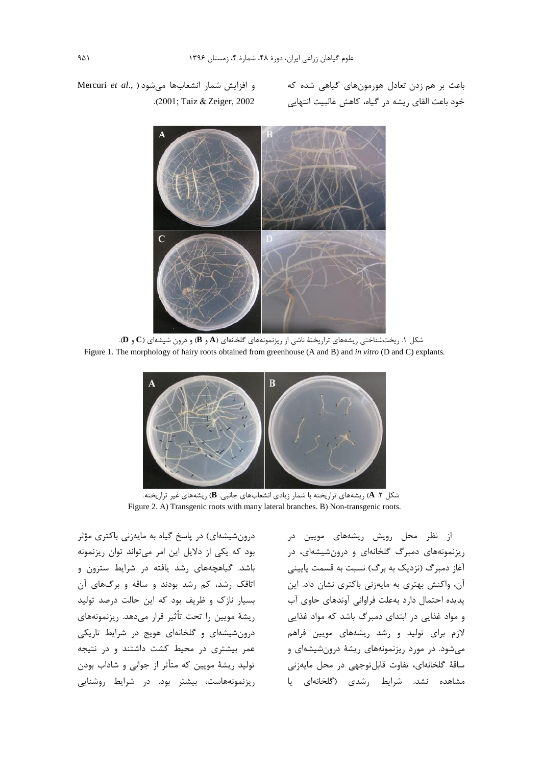باعث بر هم زدن تعادل هورمون‌های گیاهی شده که خود باعث القای ریشه در گیاه، کاهش غالبیت انتهایی و افزایش شمار انشعاب‌ها می‌شود (Mercuri *et al*., 2001; Taiz & Zeiger, 2002).

شکل ۱. ریخت‌شناختی ریشه‌های تراریختهٔ ناشی از ریزنمونه‌های گلخانه‌ای (**A** و **B**) و درون شیشه‌ای (**C** و **D**).

Figure 1. The morphology of hairy roots obtained from greenhouse (A and B) and *in vitro* (D and C) explants.

شکل ۲. **A**) ریشه‌های تراریخته با شمار زیادی انشعاب‌های جانبی. **B**) ریشه‌های غیر تراریخته.

Figure 2. A) Transgenic roots with many lateral branches. B) Non-transgenic roots.

از نظر محل رویش ریشه‌های مویین در ریزنمونه‌های دمبرگ گلخانه‌ای و درون‌شیشه‌ای، در آغاز دمبرگ (نزدیک به برگ) نسبت به قسمت پایینی آن، واکنش بهتری به مایه‌زنی باکتری نشان داد. این پدیده احتمال دارد به‌علت فراوانی آوندهای حاوی آب و مواد غذایی در ابتدای دمبرگ باشد که مواد غذایی لازم برای تولید و رشد ریشه‌های مویین فراهم می‌شود. در مورد ریزنمونه‌های ریشهٔ درون‌شیشه‌ای و ساقهٔ گلخانه‌ای، تفاوت قابل‌توجهی در محل مایه‌زنی مشاهده نشد. شرایط رشدی (گلخانه‌ای یا درون‌شیشه‌ای) در پاسخ گیاه به مایه‌زنی باکتری مؤثر بود که یکی از دلایل این امر می‌تواند توان ریزنمونه باشد. گیاهچه‌های رشد یافته در شرایط سترون و اتاقک رشد، کم رشد بودند و ساقه و برگ‌های آن بسیار نازک و ظریف بود که این حالت درصد تولید ریشهٔ مویین را تحت تأثیر قرار می‌دهد. ریزنمونه‌های درون‌شیشه‌ای و گلخانه‌ای هویج در شرایط تاریکی عمر بیشتری در محیط کشت داشتند و در نتیجه تولید ریشهٔ مویین که متأثر از جوانی و شاداب بودن ریزنمونه‌هاست، بیشتر بود. در شرایط روشنایی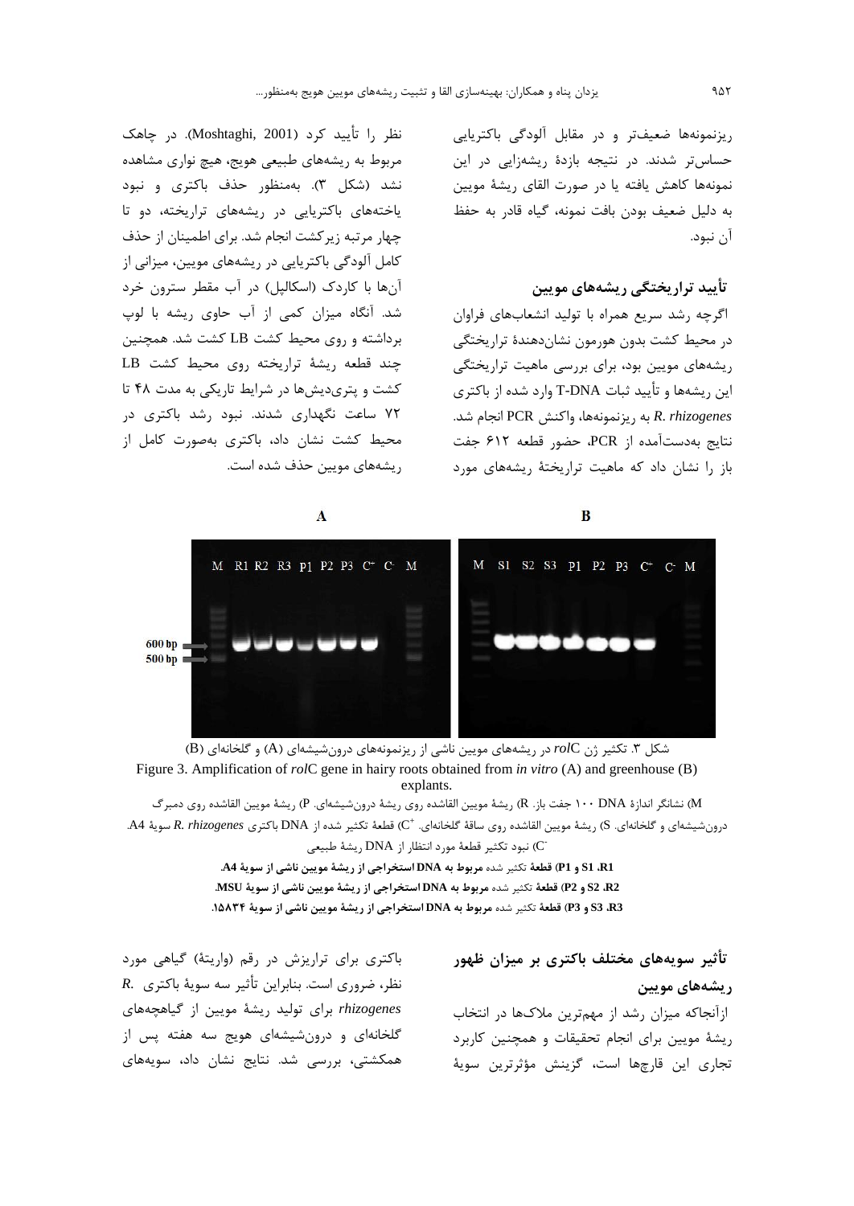ریزنمونه‌ها ضعیف‌تر و در مقابل آلودگی باکتریایی حساس‌تر شدند. در نتیجه بازدۀ ریشه‌زایی در این نمونه‌ها کاهش یافته یا در صورت القای ریشۀ مویین به دلیل ضعیف بودن بافت نمونه، گیاه قادر به حفظ آن نبود.

## تأیید تراریختگی ریشه‌های مویین

اگرچه رشد سریع همراه با تولید انشعاب‌های فراوان در محیط کشت بدون هورمون نشان‌دهندۀ تراریختگی ریشه‌های مویین بود، برای بررسی ماهیت تراریختگی این ریشه‌ها و تأیید ثبات T-DNA وارد شده از باکتری *R. rhizogenes* به ریزنمونه‌ها، واکنش PCR انجام شد. نتایج به‌دست‌آمده از PCR، حضور قطعه ۶۱۲ جفت باز را نشان داد که ماهیت تراریختۀ ریشه‌های مورد نظر را تأیید کرد (Moshtaghi, 2001). در چاهک مربوط به ریشه‌های طبیعی هویج، هیچ نواری مشاهده نشد (شکل ۳). به‌منظور حذف باکتری و نبود یاخته‌های باکتریایی در ریشه‌های تراریخته، دو تا چهار مرتبه زیرکشت انجام شد. برای اطمینان از حذف کامل آلودگی باکتریایی در ریشه‌های مویین، میزانی از آن‌ها با کاردک (اسکالپل) در آب مقطر سترون خرد شد. آنگاه میزان کمی از آب حاوی ریشه با لوپ برداشته و روی محیط کشت LB کشت شد. همچنین چند قطعه ریشۀ تراریخته روی محیط کشت LB کشت و پتری‌دیش‌ها در شرایط تاریکی به مدت ۴۸ تا ۷۲ ساعت نگهداری شدند. نبود رشد باکتری در محیط کشت نشان داد، باکتری به‌صورت کامل از ریشه‌های مویین حذف شده است.

شکل ۳. تکثیر ژن *rol*C در ریشه‌های مویین ناشی از ریزنمونه‌های درون‌شیشه‌ای (A) و گلخانه‌ای (B)

Figure 3. Amplification of *rol*C gene in hairy roots obtained from *in vitro* (A) and greenhouse (B) explants.

M) نشانگر اندازۀ DNA ۱۰۰ جفت باز. R) ریشۀ مویین القاشده روی ریشۀ درون‌شیشه‌ای. P) ریشۀ مویین القاشده روی دمبرگ درون‌شیشه‌ای و گلخانه‌ای. S) ریشۀ مویین القاشده روی ساقۀ گلخانه‌ای. $C^+$) قطعۀ تکثیر شده از DNA باکتری *R. rhizogenes* سویۀ A4. $C^-$) نبود تکثیر قطعۀ مورد انتظار از DNA ریشۀ طبیعی

**R1، S1 و P1) قطعۀ** تکثیر شده **مربوط به DNA استخراجی از ریشۀ مویین ناشی از سویۀ A4.**

**R2، S2 و P2) قطعۀ** تکثیر شده **مربوط به DNA استخراجی از ریشۀ مویین ناشی از سویۀ MSU.**

**R3، S3 و P3) قطعۀ** تکثیر شده **مربوط به DNA استخراجی از ریشۀ مویین ناشی از سویۀ ۱۵۸۳۴.**

## تأثیر سویه‌های مختلف باکتری بر میزان ظهور ریشه‌های مویین

ازآنجاکه میزان رشد از مهم‌ترین ملاک‌ها در انتخاب ریشۀ مویین برای انجام تحقیقات و همچنین کاربرد تجاری این قارچ‌ها است، گزینش مؤثرترین سویۀ باکتری برای تراریزش در رقم (واریتۀ) گیاهی مورد نظر، ضروری است. بنابراین تأثیر سه سویۀ باکتری *R. rhizogenes* برای تولید ریشۀ مویین از گیاهچه‌های گلخانه‌ای و درون‌شیشه‌ای هویج سه هفته پس از همکشتی، بررسی شد. نتایج نشان داد، سویه‌های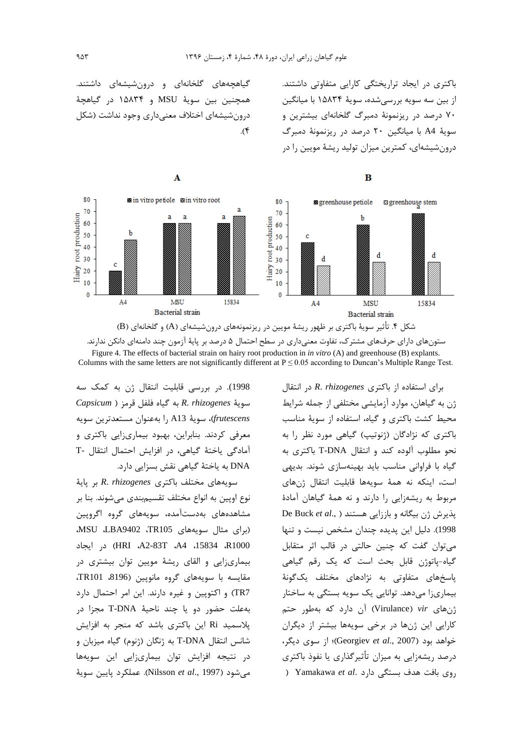باکتری در ایجاد تراریختگی کارایی متفاوتی داشتند. از بین سه سویه بررسی‌شده، سویهٔ ۱۵۸۳۴ با میانگین ۷۰ درصد در ریزنمونهٔ دمبرگ گلخانه‌ای بیشترین و سویهٔ A4 با میانگین ۲۰ درصد در ریزنمونهٔ دمبرگ درون‌شیشه‌ای، کمترین میزان تولید ریشهٔ مویین را در گیاهچه‌های گلخانه‌ای و درون‌شیشه‌ای داشتند. همچنین بین سویهٔ MSU و ۱۵۸۳۴ در گیاهچهٔ درون‌شیشه‌ای اختلاف معنی‌داری وجود نداشت (شکل ۴).

شکل ۴. تأثیر سویهٔ باکتری بر ظهور ریشهٔ مویین در ریزنمونه‌های درون‌شیشه‌ای (A) و گلخانه‌ای (B)

ستون‌های دارای حرف‌های مشترک، تفاوت معنی‌داری در سطح احتمال ۵ درصد بر پایهٔ آزمون چند دامنه‌ای دانکن ندارند.

Figure 4. The effects of bacterial strain on hairy root production in *in vitro* (A) and greenhouse (B) explants.
Columns with the same letters are not significantly different at P ≤ 0.05 according to Duncan's Multiple Range Test.

برای استفاده از باکتری *R. rhizogenes* در انتقال ژن به گیاهان، موارد آزمایشی مختلفی از جمله شرایط محیط کشت باکتری و گیاه، استفاده از سویهٔ مناسب باکتری که نژادگان (ژنوتیپ) گیاهی مورد نظر را به نحو مطلوب آلوده کند و انتقال T-DNA باکتری به گیاه با فراوانی مناسب باید بهینه‌سازی شوند. بدیهی است، اینکه نه همهٔ سویه‌ها قابلیت انتقال ژن‌های مربوط به ریشه‌زایی را دارند و نه همهٔ گیاهان آمادهٔ پذیرش ژن بیگانه و باززایی هستند (De Buck *et al*., 1998). دلیل این پدیده چندان مشخص نیست و تنها می‌توان گفت که چنین حالتی در قالب اثر متقابل گیاه-پاتوژن قابل بحث است که یک رقم گیاهی پاسخ‌های متفاوتی به نژادهای مختلف یک‌گونهٔ بیماری‌زا می‌دهد. توانایی یک سویه بستگی به ساختار ژن‌های *vir* (Virulance) آن دارد که به‌طور حتم کارایی این ژن‌ها در برخی سویه‌ها بیشتر از دیگران خواهد بود (Georgiev *et al*., 2007)؛ از سوی دیگر، درصد ریشه‌زایی به میزان تأثیرگذاری یا نفوذ باکتری روی بافت هدف بستگی دارد (Yamakawa *et al*. 1998). در بررسی قابلیت انتقال ژن به کمک سه سویهٔ *R. rhizogenes* به گیاه فلفل قرمز (*Capsicum frutescens*)، سویهٔ A13 را به‌عنوان مستعدترین سویه معرفی کردند. بنابراین، بهبود بیماری‌زایی باکتری و آمادگی یاختهٔ گیاهی، در افزایش احتمال انتقال T-DNA به یاختهٔ گیاهی نقش بسزایی دارد.

سویه‌های مختلف باکتری *R. rhizogenes* بر پایهٔ نوع اوپین به انواع مختلف تقسیم‌بندی می‌شوند. بنا بر مشاهده‌های به‌دست‌آمده، سویه‌های گروه اگروپین (برای مثال سویه‌های TR105، LBA9402، MSU، R1000، 15834، A4، A2-83T و HRI) در ایجاد بیماری‌زایی و القای ریشهٔ مویین توان بیشتری در مقایسه با سویه‌های گروه مانوپین (8196، TR101، TR7) و اکتوپین و غیره دارند. این امر احتمال دارد به‌علت حضور دو یا چند ناحیهٔ T-DNA مجزا در پلاسمید Ri این باکتری باشد که منجر به افزایش شانس انتقال T-DNA به ژنگان (ژنوم) گیاه میزبان و در نتیجه افزایش توان بیماری‌زایی این سویه‌ها می‌شود (Nilsson *et al*., 1997). عملکرد پایین سویهٔ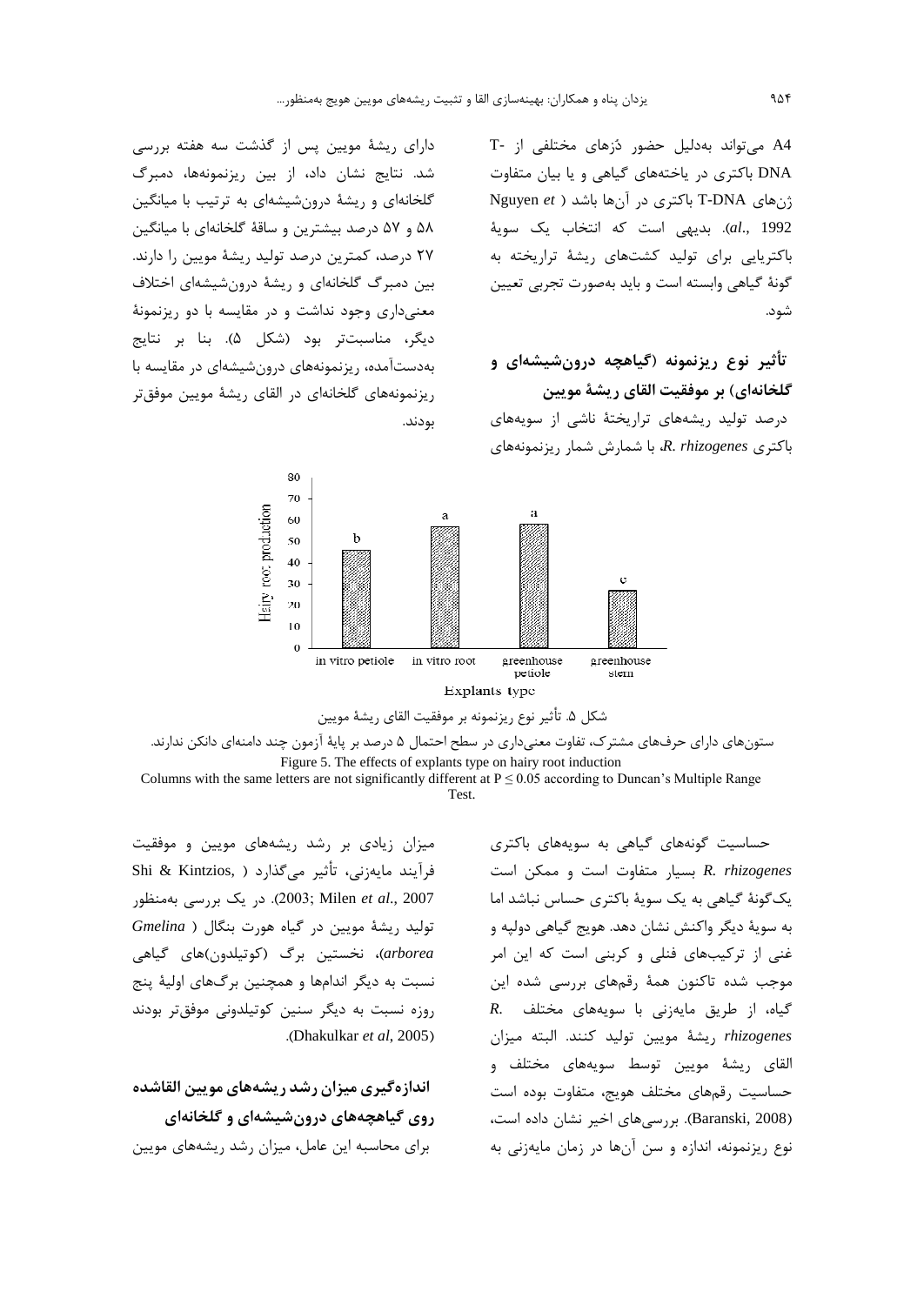A4 می‌تواند به‌دلیل حضور ژن‌های مختلفی از T-DNA باکتری در یاخته‌های گیاهی و یا بیان متفاوت ژن‌های T-DNA باکتری در آن‌ها باشد (Nguyen *et al.*, 1992). بدیهی است که انتخاب یک سویهٔ باکتریایی برای تولید کشت‌های ریشهٔ تراریخته به گونهٔ گیاهی وابسته است و باید به‌صورت تجربی تعیین شود.

### تأثیر نوع ریزنمونه (گیاهچه درون‌شیشه‌ای و گلخانه‌ای) بر موفقیت القای ریشهٔ مویین

درصد تولید ریشه‌های تراریختهٔ ناشی از سویه‌های باکتری *R. rhizogenes*، با شمارش شمار ریزنمونه‌های دارای ریشهٔ مویین پس از گذشت سه هفته بررسی شد. نتایج نشان داد، از بین ریزنمونه‌ها، دمبرگ گلخانه‌ای و ریشهٔ درون‌شیشه‌ای به ترتیب با میانگین ۵۸ و ۵۷ درصد بیشترین و ساقهٔ گلخانه‌ای با میانگین ۲۷ درصد، کمترین درصد تولید ریشهٔ مویین را دارند. بین دمبرگ گلخانه‌ای و ریشهٔ درون‌شیشه‌ای اختلاف معنی‌داری وجود نداشت و در مقایسه با دو ریزنمونهٔ دیگر، مناسب‌تر بود (شکل ۵). بنا بر نتایج به‌دست‌آمده، ریزنمونه‌های درون‌شیشه‌ای در مقایسه با ریزنمونه‌های گلخانه‌ای در القای ریشهٔ مویین موفق‌تر بودند.

شکل ۵. تأثیر نوع ریزنمونه بر موفقیت القای ریشهٔ مویین

ستون‌های دارای حرف‌های مشترک، تفاوت معنی‌داری در سطح احتمال ۵ درصد بر پایهٔ آزمون چند دامنه‌ای دانکن ندارند.

Figure 5. The effects of explants type on hairy root induction

Columns with the same letters are not significantly different at $P \leq 0.05$ according to Duncan's Multiple Range Test.

حساسیت گونه‌های گیاهی به سویه‌های باکتری *R. rhizogenes* بسیار متفاوت است و ممکن است یک‌گونهٔ گیاهی به یک سویهٔ باکتری حساس نباشد اما به سویهٔ دیگر واکنش نشان دهد. هویج گیاهی دولپه و غنی از ترکیب‌های فنلی و کربنی است که این امر موجب شده تاکنون همهٔ رقم‌های بررسی شده این گیاه، از طریق مایه‌زنی با سویه‌های مختلف *R. rhizogenes* ریشهٔ مویین تولید کنند. البته میزان القای ریشهٔ مویین توسط سویه‌های مختلف و حساسیت رقم‌های مختلف هویج، متفاوت بوده است (Baranski, 2008). بررسی‌های اخیر نشان داده است، نوع ریزنمونه، اندازه و سن آن‌ها در زمان مایه‌زنی به میزان زیادی بر رشد ریشه‌های مویین و موفقیت فرآیند مایه‌زنی، تأثیر می‌گذارد (Shi & Kintzios, 2003; Milen *et al.*, 2007). در یک بررسی به‌منظور تولید ریشهٔ مویین در گیاه هورت بنگال (*Gmelina arborea*)، نخستین برگ (کوتیلدون)های گیاهی نسبت به دیگر اندام‌ها و همچنین برگ‌های اولیهٔ پنج روزه نسبت به دیگر سنین کوتیلدونی موفق‌تر بودند (Dhakulkar *et al*, 2005).

### اندازه‌گیری میزان رشد ریشه‌های مویین القاشده روی گیاهچه‌های درون‌شیشه‌ای و گلخانه‌ای

برای محاسبه این عامل، میزان رشد ریشه‌های مویین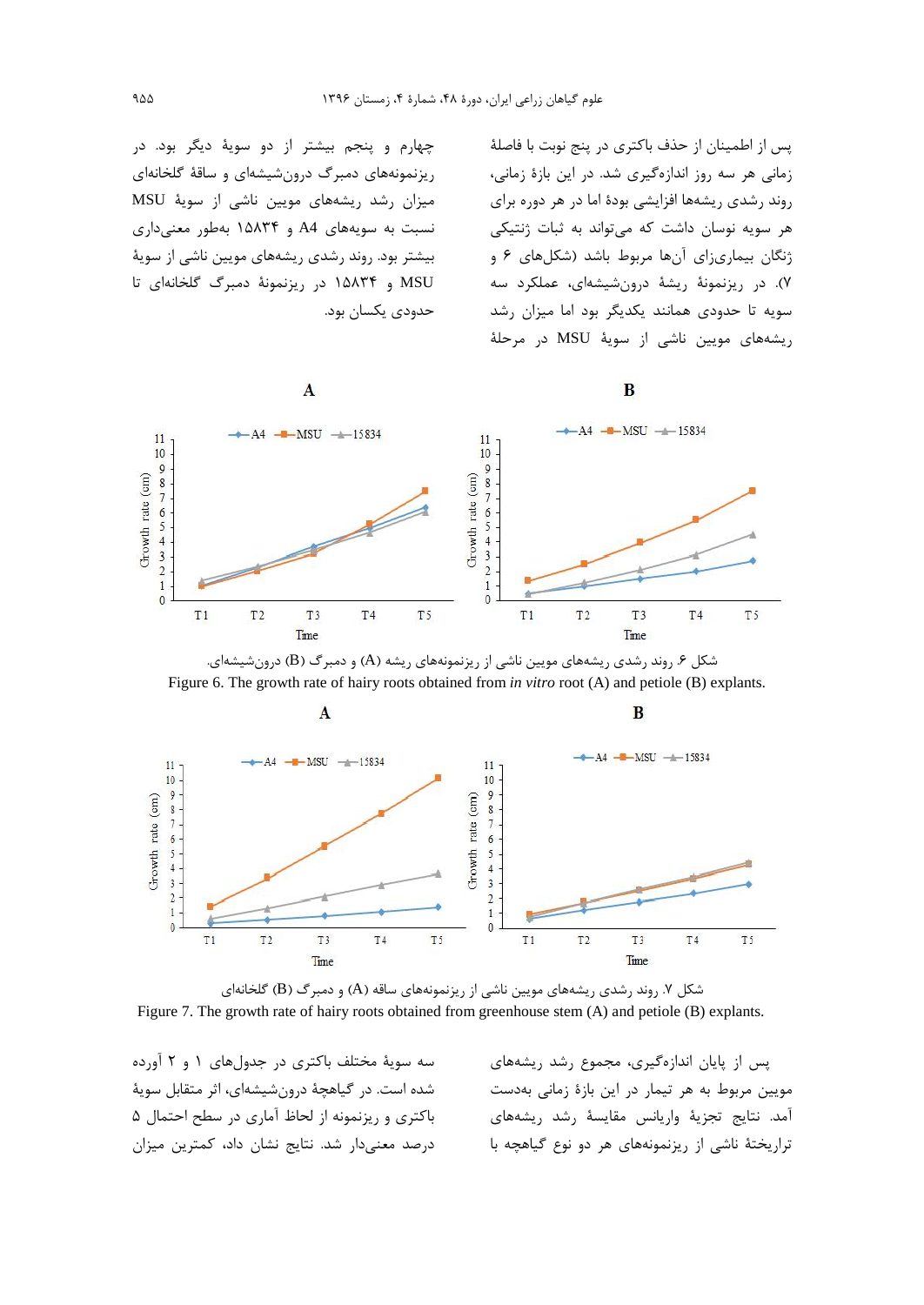پس از اطمینان از حذف باکتری در پنج نوبت با فاصلهٔ زمانی هر سه روز اندازه‌گیری شد. در این بازهٔ زمانی، روند رشدی ریشه‌ها افزایشی بودهٔ اما در هر دوره برای هر سویه نوسان داشت که می‌تواند به ثبات ژنتیکی ژنگان بیماری‌زای آن‌ها مربوط باشد (شکل‌های ۶ و ۷). در ریزنمونهٔ ریشهٔ درون‌شیشه‌ای، عملکرد سه سویه تا حدودی همانند یکدیگر بود اما میزان رشد ریشه‌های مویین ناشی از سویهٔ MSU در مرحلهٔ چهارم و پنجم بیشتر از دو سویهٔ دیگر بود. در ریزنمونه‌های دمبرگ درون‌شیشه‌ای و ساقهٔ گلخانه‌ای میزان رشد ریشه‌های مویین ناشی از سویهٔ MSU نسبت به سویه‌های A4 و ۱۵۸۳۴ به‌طور معنی‌داری بیشتر بود. روند رشدی ریشه‌های مویین ناشی از سویهٔ MSU و ۱۵۸۳۴ در ریزنمونهٔ دمبرگ گلخانه‌ای تا حدودی یکسان بود.

شکل ۶. روند رشدی ریشه‌های مویین ناشی از ریزنمونه‌های ریشه (A) و دمبرگ (B) درون‌شیشه‌ای.

Figure 6. The growth rate of hairy roots obtained from *in vitro* root (A) and petiole (B) explants.

شکل ۷. روند رشدی ریشه‌های مویین ناشی از ریزنمونه‌های ساقه (A) و دمبرگ (B) گلخانه‌ای

Figure 7. The growth rate of hairy roots obtained from greenhouse stem (A) and petiole (B) explants.

پس از پایان اندازه‌گیری، مجموع رشد ریشه‌های مویین مربوط به هر تیمار در این بازهٔ زمانی به‌دست آمد. نتایج تجزیهٔ واریانس مقایسهٔ رشد ریشه‌های تراریختهٔ ناشی از ریزنمونه‌های هر دو نوع گیاهچه با سه سویهٔ مختلف باکتری در جدول‌های ۱ و ۲ آورده شده است. در گیاهچهٔ درون‌شیشه‌ای، اثر متقابل سویهٔ باکتری و ریزنمونه از لحاظ آماری در سطح احتمال ۵ درصد معنی‌دار شد. نتایج نشان داد، کمترین میزان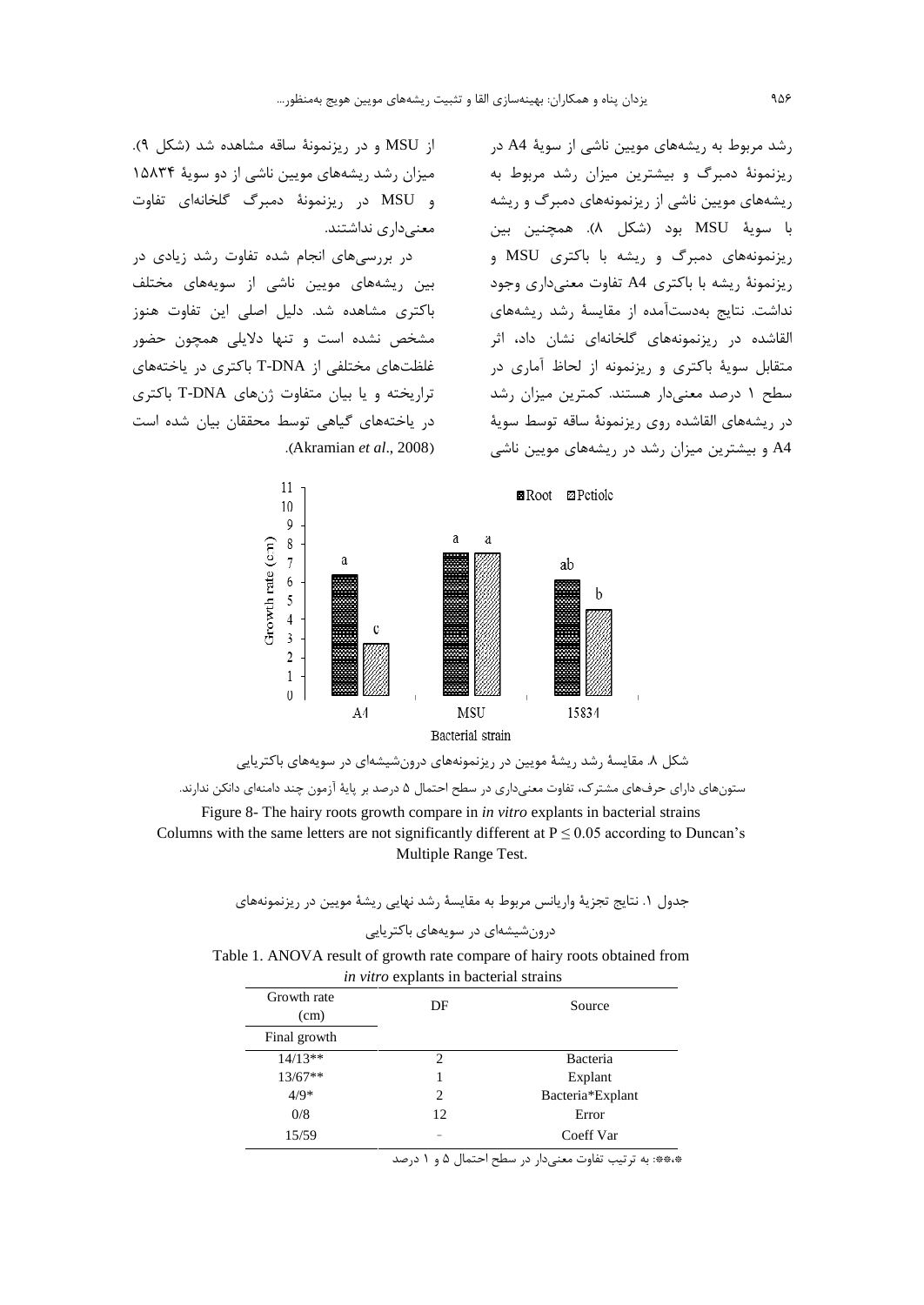رشد مربوط به ریشه‌های مویین ناشی از سویهٔ A4 در ریزنمونهٔ دمبرگ و بیشترین میزان رشد مربوط به ریشه‌های مویین ناشی از ریزنمونه‌های دمبرگ و ریشه با سویهٔ MSU بود (شکل ۸). همچنین بین ریزنمونه‌های دمبرگ و ریشه با باکتری MSU و ریزنمونهٔ ریشه با باکتری A4 تفاوت معنی‌داری وجود نداشت. نتایج به‌دست‌آمده از مقایسهٔ رشد ریشه‌های القاشده در ریزنمونه‌های گلخانه‌ای نشان داد، اثر متقابل سویهٔ باکتری و ریزنمونه از لحاظ آماری در سطح ۱ درصد معنی‌دار هستند. کمترین میزان رشد در ریشه‌های القاشده روی ریزنمونهٔ ساقه توسط سویهٔ A4 و بیشترین میزان رشد در ریشه‌های مویین ناشی از MSU و در ریزنمونهٔ ساقه مشاهده شد (شکل ۹). میزان رشد ریشه‌های مویین ناشی از دو سویهٔ ۱۵۸۳۴ و MSU در ریزنمونهٔ دمبرگ گلخانه‌ای تفاوت معنی‌داری نداشتند.

در بررسی‌های انجام شده تفاوت رشد زیادی در بین ریشه‌های مویین ناشی از سویه‌های مختلف باکتری مشاهده شد. دلیل اصلی این تفاوت هنوز مشخص نشده است و تنها دلایلی همچون حضور غلظت‌های مختلفی از T-DNA باکتری در یاخته‌های تراریخته و یا بیان متفاوت ژن‌های T-DNA باکتری در یاخته‌های گیاهی توسط محققان بیان شده است (Akramian *et al*., 2008).

| Bacterial strain | Root | Petiole |
|---|---|---|
| A4 | a | c |
| MSU | a | a |
| 15834 | ab | b |

شکل ۸. مقایسهٔ رشد ریشهٔ مویین در ریزنمونه‌های درون‌شیشه‌ای در سویه‌های باکتریایی

ستون‌های دارای حرف‌های مشترک، تفاوت معنی‌داری در سطح احتمال ۵ درصد بر پایهٔ آزمون چند دامنه‌ای دانکن ندارند.

Figure 8- The hairy roots growth compare in *in vitro* explants in bacterial strains
Columns with the same letters are not significantly different at $P \leq 0.05$ according to Duncan's Multiple Range Test.

جدول ۱. نتایج تجزیهٔ واریانس مربوط به مقایسهٔ رشد نهایی ریشهٔ مویین در ریزنمونه‌های درون‌شیشه‌ای در سویه‌های باکتریایی

Table 1. ANOVA result of growth rate compare of hairy roots obtained from *in vitro* explants in bacterial strains

| Growth rate (cm) Final growth | DF | Source |
|---|---|---|
| 14/13** | 2 | Bacteria |
| 13/67** | 1 | Explant |
| 4/9* | 2 | Bacteria*Explant |
| 0/8 | 12 | Error |
| 15/59 | - | Coeff Var |

*،**: به ترتیب تفاوت معنی‌دار در سطح احتمال ۵ و ۱ درصد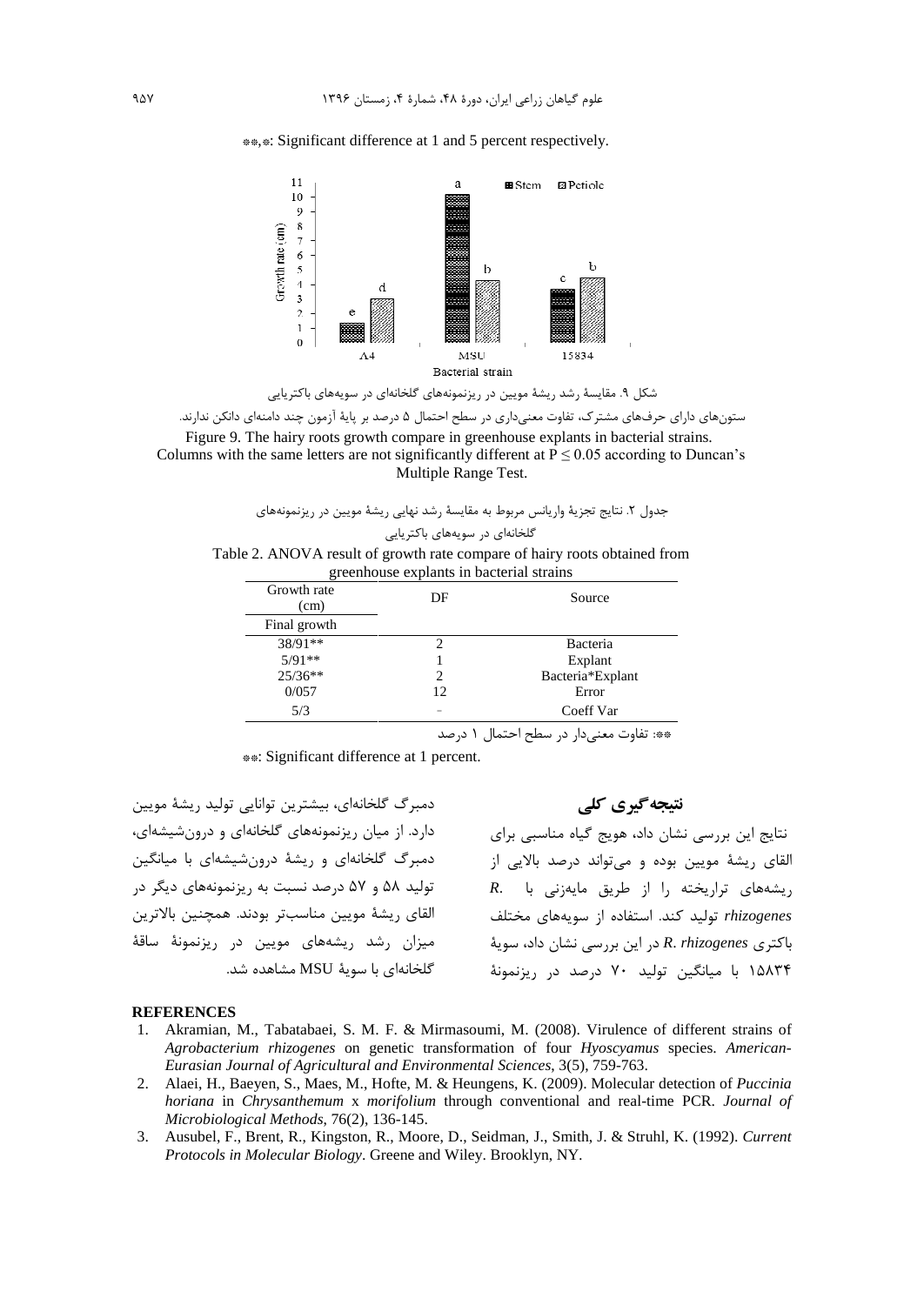**, *: Significant difference at 1 and 5 percent respectively.

شکل ۹. مقایسهٔ رشد ریشهٔ مویین در ریزنمونه‌های گلخانه‌ای در سویه‌های باکتریایی

ستون‌های دارای حرف‌های مشترک، تفاوت معنی‌داری در سطح احتمال ۵ درصد بر پایهٔ آزمون چند دامنه‌ای دانکن ندارند.

Figure 9. The hairy roots growth compare in greenhouse explants in bacterial strains. Columns with the same letters are not significantly different at $P \leq 0.05$ according to Duncan's Multiple Range Test.

جدول ۲. نتایج تجزیهٔ واریانس مربوط به مقایسهٔ رشد نهایی ریشهٔ مویین در ریزنمونه‌های گلخانه‌ای در سویه‌های باکتریایی

Table 2. ANOVA result of growth rate compare of hairy roots obtained from greenhouse explants in bacterial strains

| Growth rate (cm) Final growth | DF | Source |
|---|---|---|
| 38/91** | 2 | Bacteria |
| 5/91** | 1 | Explant |
| 25/36** | 2 | Bacteria*Explant |
| 0/057 | 12 | Error |
| 5/3 | - | Coeff Var |

**: تفاوت معنی‌دار در سطح احتمال ۱ درصد

**: Significant difference at 1 percent.

## نتیجه‌گیری کلی

نتایج این بررسی نشان داد، هویج گیاه مناسبی برای القای ریشهٔ مویین بوده و می‌تواند درصد بالایی از ریشه‌های تراریخته را از طریق مایه‌زنی با *R. rhizogenes* تولید کند. استفاده از سویه‌های مختلف باکتری *R. rhizogenes* در این بررسی نشان داد، سویهٔ ۱۵۸۳۴ با میانگین تولید ۷۰ درصد در ریزنمونهٔ دمبرگ گلخانه‌ای، بیشترین توانایی تولید ریشهٔ مویین دارد. از میان ریزنمونه‌های گلخانه‌ای و درون‌شیشه‌ای، دمبرگ گلخانه‌ای و ریشهٔ درون‌شیشه‌ای با میانگین تولید ۵۸ و ۵۷ درصد نسبت به ریزنمونه‌های دیگر در القای ریشهٔ مویین مناسب‌تر بودند. همچنین بالاترین میزان رشد ریشه‌های مویین در ریزنمونهٔ ساقهٔ گلخانه‌ای با سویهٔ MSU مشاهده شد.

**REFERENCES**

1. Akramian, M., Tabatabaei, S. M. F. & Mirmasoumi, M. (2008). Virulence of different strains of *Agrobacterium rhizogenes* on genetic transformation of four *Hyoscyamus* species. *American-Eurasian Journal of Agricultural and Environmental Sciences*, 3(5), 759-763.
2. Alaei, H., Baeyen, S., Maes, M., Hofte, M. & Heungens, K. (2009). Molecular detection of *Puccinia horiana* in *Chrysanthemum* x *morifolium* through conventional and real-time PCR. *Journal of Microbiological Methods*, 76(2), 136-145.
3. Ausubel, F., Brent, R., Kingston, R., Moore, D., Seidman, J., Smith, J. & Struhl, K. (1992). *Current Protocols in Molecular Biology*. Greene and Wiley. Brooklyn, NY.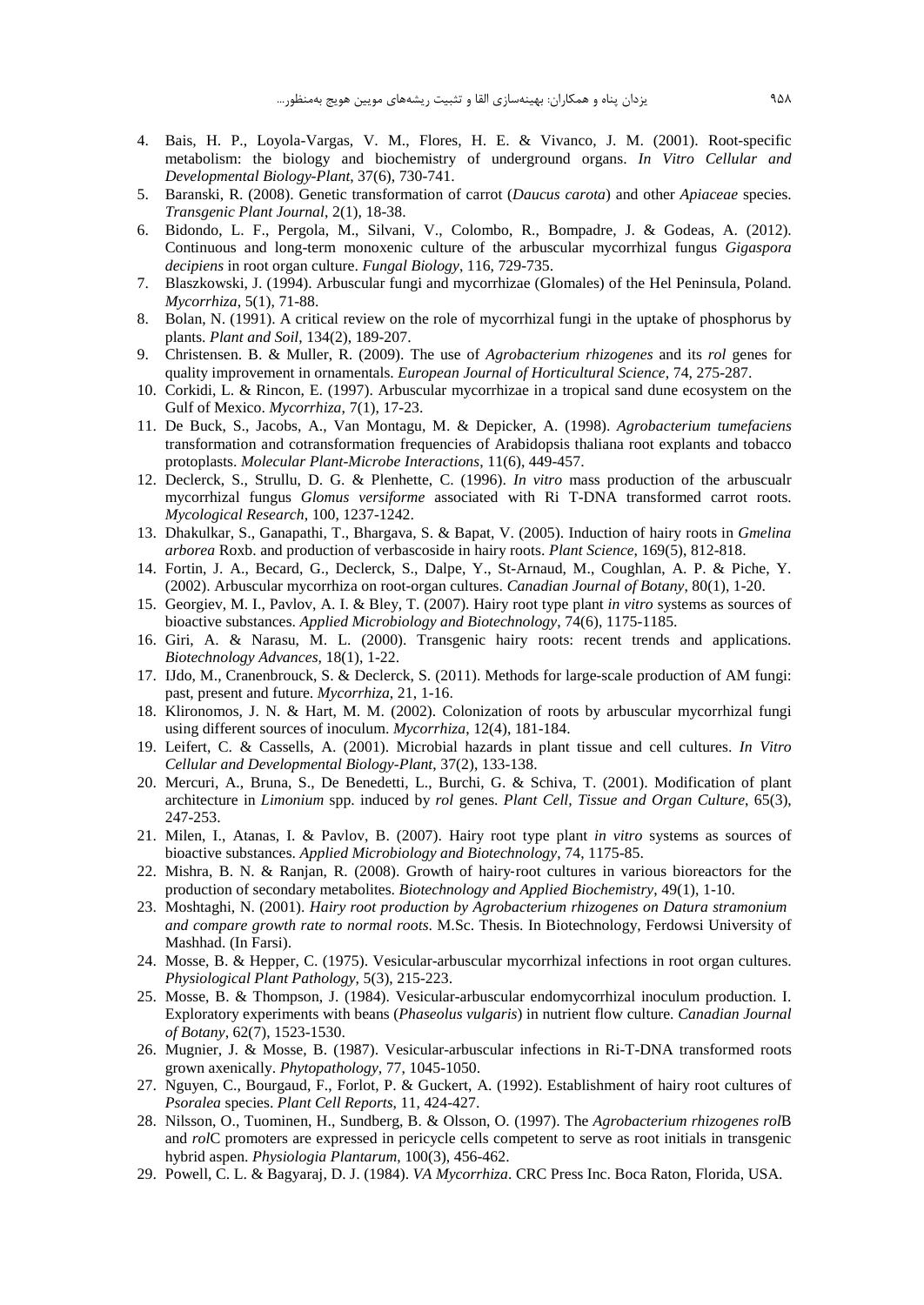4. Bais, H. P., Loyola-Vargas, V. M., Flores, H. E. & Vivanco, J. M. (2001). Root-specific metabolism: the biology and biochemistry of underground organs. *In Vitro Cellular and Developmental Biology-Plant*, 37(6), 730-741.
5. Baranski, R. (2008). Genetic transformation of carrot (*Daucus carota*) and other *Apiaceae* species. *Transgenic Plant Journal*, 2(1), 18-38.
6. Bidondo, L. F., Pergola, M., Silvani, V., Colombo, R., Bompadre, J. & Godeas, A. (2012). Continuous and long-term monoxenic culture of the arbuscular mycorrhizal fungus *Gigaspora decipiens* in root organ culture. *Fungal Biology*, 116, 729-735.
7. Blaszkowski, J. (1994). Arbuscular fungi and mycorrhizae (Glomales) of the Hel Peninsula, Poland. *Mycorrhiza*, 5(1), 71-88.
8. Bolan, N. (1991). A critical review on the role of mycorrhizal fungi in the uptake of phosphorus by plants. *Plant and Soil*, 134(2), 189-207.
9. Christensen. B. & Muller, R. (2009). The use of *Agrobacterium rhizogenes* and its *rol* genes for quality improvement in ornamentals. *European Journal of Horticultural Science*, 74, 275-287.
10. Corkidi, L. & Rincon, E. (1997). Arbuscular mycorrhizae in a tropical sand dune ecosystem on the Gulf of Mexico. *Mycorrhiza*, 7(1), 17-23.
11. De Buck, S., Jacobs, A., Van Montagu, M. & Depicker, A. (1998). *Agrobacterium tumefaciens* transformation and cotransformation frequencies of Arabidopsis thaliana root explants and tobacco protoplasts. *Molecular Plant-Microbe Interactions*, 11(6), 449-457.
12. Declerck, S., Strullu, D. G. & Plenhette, C. (1996). *In vitro* mass production of the arbuscualr mycorrhizal fungus *Glomus versiforme* associated with Ri T-DNA transformed carrot roots. *Mycological Research*, 100, 1237-1242.
13. Dhakulkar, S., Ganapathi, T., Bhargava, S. & Bapat, V. (2005). Induction of hairy roots in *Gmelina arborea* Roxb. and production of verbascoside in hairy roots. *Plant Science*, 169(5), 812-818.
14. Fortin, J. A., Becard, G., Declerck, S., Dalpe, Y., St-Arnaud, M., Coughlan, A. P. & Piche, Y. (2002). Arbuscular mycorrhiza on root-organ cultures. *Canadian Journal of Botany*, 80(1), 1-20.
15. Georgiev, M. I., Pavlov, A. I. & Bley, T. (2007). Hairy root type plant *in vitro* systems as sources of bioactive substances. *Applied Microbiology and Biotechnology*, 74(6), 1175-1185.
16. Giri, A. & Narasu, M. L. (2000). Transgenic hairy roots: recent trends and applications. *Biotechnology Advances*, 18(1), 1-22.
17. IJdo, M., Cranenbrouck, S. & Declerck, S. (2011). Methods for large-scale production of AM fungi: past, present and future. *Mycorrhiza*, 21, 1-16.
18. Klironomos, J. N. & Hart, M. M. (2002). Colonization of roots by arbuscular mycorrhizal fungi using different sources of inoculum. *Mycorrhiza*, 12(4), 181-184.
19. Leifert, C. & Cassells, A. (2001). Microbial hazards in plant tissue and cell cultures. *In Vitro Cellular and Developmental Biology-Plant*, 37(2), 133-138.
20. Mercuri, A., Bruna, S., De Benedetti, L., Burchi, G. & Schiva, T. (2001). Modification of plant architecture in *Limonium* spp. induced by *rol* genes. *Plant Cell, Tissue and Organ Culture*, 65(3), 247-253.
21. Milen, I., Atanas, I. & Pavlov, B. (2007). Hairy root type plant *in vitro* systems as sources of bioactive substances. *Applied Microbiology and Biotechnology*, 74, 1175-85.
22. Mishra, B. N. & Ranjan, R. (2008). Growth of hairy-root cultures in various bioreactors for the production of secondary metabolites. *Biotechnology and Applied Biochemistry*, 49(1), 1-10.
23. Moshtaghi, N. (2001). *Hairy root production by Agrobacterium rhizogenes on Datura stramonium and compare growth rate to normal roots*. M.Sc. Thesis. In Biotechnology, Ferdowsi University of Mashhad. (In Farsi).
24. Mosse, B. & Hepper, C. (1975). Vesicular-arbuscular mycorrhizal infections in root organ cultures. *Physiological Plant Pathology*, 5(3), 215-223.
25. Mosse, B. & Thompson, J. (1984). Vesicular-arbuscular endomycorrhizal inoculum production. I. Exploratory experiments with beans (*Phaseolus vulgaris*) in nutrient flow culture. *Canadian Journal of Botany*, 62(7), 1523-1530.
26. Mugnier, J. & Mosse, B. (1987). Vesicular-arbuscular infections in Ri-T-DNA transformed roots grown axenically. *Phytopathology*, 77, 1045-1050.
27. Nguyen, C., Bourgaud, F., Forlot, P. & Guckert, A. (1992). Establishment of hairy root cultures of *Psoralea* species. *Plant Cell Reports*, 11, 424-427.
28. Nilsson, O., Tuominen, H., Sundberg, B. & Olsson, O. (1997). The *Agrobacterium rhizogenes rol*B and *rol*C promoters are expressed in pericycle cells competent to serve as root initials in transgenic hybrid aspen. *Physiologia Plantarum*, 100(3), 456-462.
29. Powell, C. L. & Bagyaraj, D. J. (1984). *VA Mycorrhiza*. CRC Press Inc. Boca Raton, Florida, USA.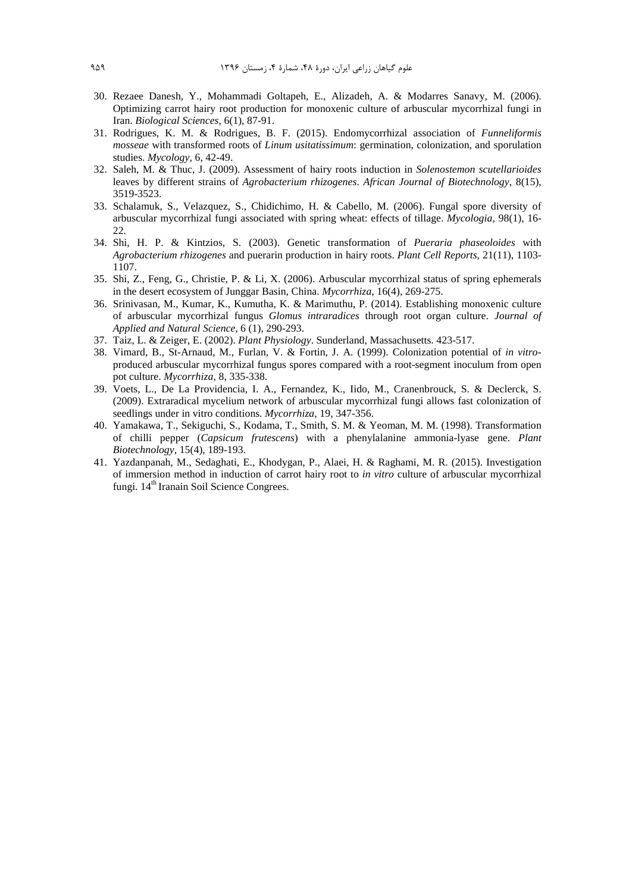30. Rezaee Danesh, Y., Mohammadi Goltapeh, E., Alizadeh, A. & Modarres Sanavy, M. (2006). Optimizing carrot hairy root production for monoxenic culture of arbuscular mycorrhizal fungi in Iran. *Biological Sciences*, 6(1), 87-91.
31. Rodrigues, K. M. & Rodrigues, B. F. (2015). Endomycorrhizal association of *Funneliformis mosseae* with transformed roots of *Linum usitatissimum*: germination, colonization, and sporulation studies. *Mycology*, 6, 42-49.
32. Saleh, M. & Thuc, J. (2009). Assessment of hairy roots induction in *Solenostemon scutellarioides* leaves by different strains of *Agrobacterium rhizogenes*. *African Journal of Biotechnology*, 8(15), 3519-3523.
33. Schalamuk, S., Velazquez, S., Chidichimo, H. & Cabello, M. (2006). Fungal spore diversity of arbuscular mycorrhizal fungi associated with spring wheat: effects of tillage. *Mycologia*, 98(1), 16-22.
34. Shi, H. P. & Kintzios, S. (2003). Genetic transformation of *Pueraria phaseoloides* with *Agrobacterium rhizogenes* and puerarin production in hairy roots. *Plant Cell Reports*, 21(11), 1103-1107.
35. Shi, Z., Feng, G., Christie, P. & Li, X. (2006). Arbuscular mycorrhizal status of spring ephemerals in the desert ecosystem of Junggar Basin, China. *Mycorrhiza*, 16(4), 269-275.
36. Srinivasan, M., Kumar, K., Kumutha, K. & Marimuthu, P. (2014). Establishing monoxenic culture of arbuscular mycorrhizal fungus *Glomus intraradices* through root organ culture. *Journal of Applied and Natural Science*, 6 (1), 290-293.
37. Taiz, L. & Zeiger, E. (2002). *Plant Physiology*. Sunderland, Massachusetts. 423-517.
38. Vimard, B., St-Arnaud, M., Furlan, V. & Fortin, J. A. (1999). Colonization potential of *in vitro*-produced arbuscular mycorrhizal fungus spores compared with a root-segment inoculum from open pot culture. *Mycorrhiza*, 8, 335-338.
39. Voets, L., De La Providencia, I. A., Fernandez, K., Iido, M., Cranenbrouck, S. & Declerck, S. (2009). Extraradical mycelium network of arbuscular mycorrhizal fungi allows fast colonization of seedlings under in vitro conditions. *Mycorrhiza*, 19, 347-356.
40. Yamakawa, T., Sekiguchi, S., Kodama, T., Smith, S. M. & Yeoman, M. M. (1998). Transformation of chilli pepper (*Capsicum frutescens*) with a phenylalanine ammonia-lyase gene. *Plant Biotechnology*, 15(4), 189-193.
41. Yazdanpanah, M., Sedaghati, E., Khodygan, P., Alaei, H. & Raghami, M. R. (2015). Investigation of immersion method in induction of carrot hairy root to *in vitro* culture of arbuscular mycorrhizal fungi. 14th Iranain Soil Science Congrees.